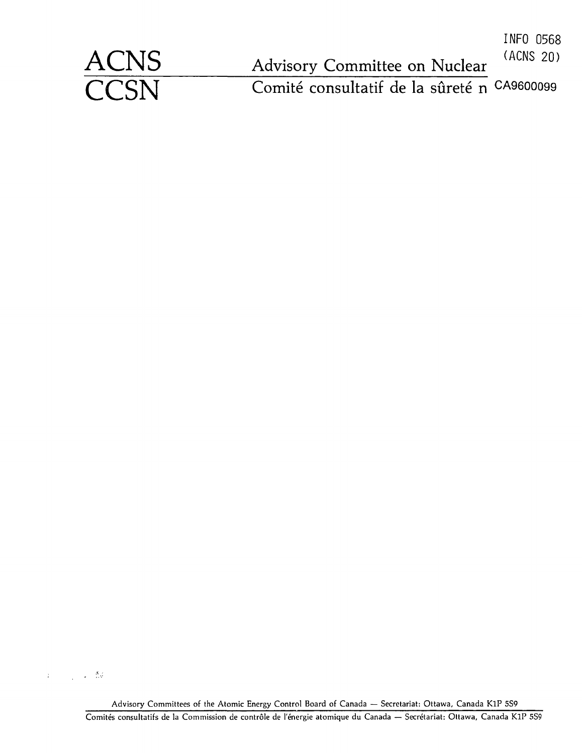INFO 0568
(ACNS 20)

# ACNS
# CCSN

Advisory Committee on Nuclear

Comité consultatif de la sûreté n CA9600099

Advisory Committees of the Atomic Energy Control Board of Canada — Secretariat: Ottawa, Canada K1P 5S9

Comités consultatifs de la Commission de contrôle de l'énergie atomique du Canada — Secrétariat: Ottawa, Canada K1P 5S9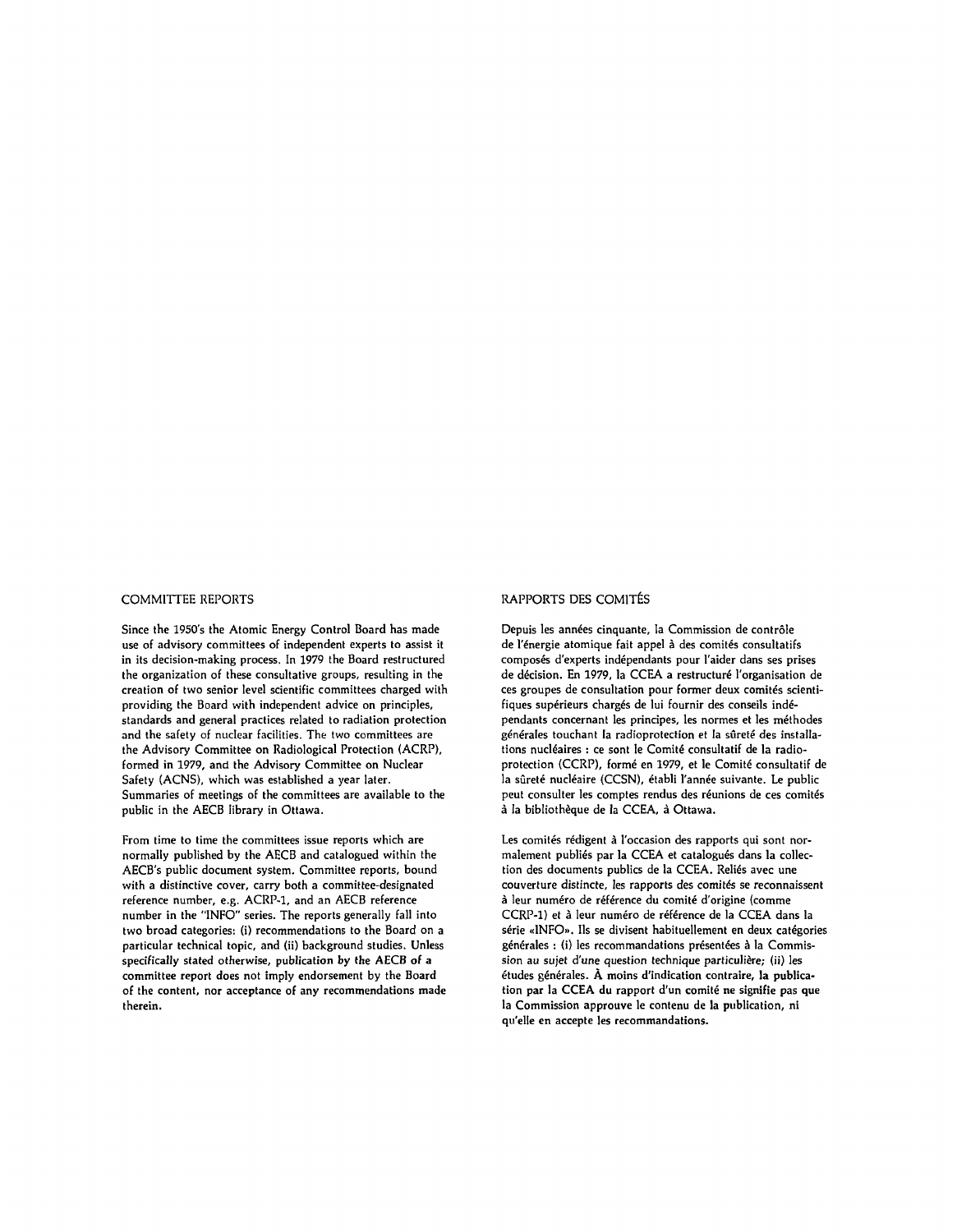## COMMITTEE REPORTS

Since the 1950's the Atomic Energy Control Board has made use of advisory committees of independent experts to assist it in its decision-making process. In 1979 the Board restructured the organization of these consultative groups, resulting in the creation of two senior level scientific committees charged with providing the Board with independent advice on principles, standards and general practices related to radiation protection and the safety of nuclear facilities. The two committees are the Advisory Committee on Radiological Protection (ACRP), formed in 1979, and the Advisory Committee on Nuclear Safety (ACNS), which was established a year later. Summaries of meetings of the committees are available to the public in the AECB library in Ottawa.

From time to time the committees issue reports which are normally published by the AECB and catalogued within the AECB's public document system. Committee reports, bound with a distinctive cover, carry both a committee-designated reference number, e.g. ACRP-1, and an AECB reference number in the "INFO" series. The reports generally fall into two broad categories: (i) recommendations to the Board on a particular technical topic, and (ii) background studies. Unless specifically stated otherwise, **publication by the AECB of a committee report does not imply endorsement by the Board of the content, nor acceptance of any recommendations made therein.**

## RAPPORTS DES COMITÉS

Depuis les années cinquante, la Commission de contrôle de l'énergie atomique fait appel à des comités consultatifs composés d'experts indépendants pour l'aider dans ses prises de décision. En 1979, la CCEA a restructuré l'organisation de ces groupes de consultation pour former deux comités scientifiques supérieurs chargés de lui fournir des conseils indépendants concernant les principes, les normes et les méthodes générales touchant la radioprotection et la sûreté des installations nucléaires : ce sont le Comité consultatif de la radioprotection (CCRP), formé en 1979, et le Comité consultatif de la sûreté nucléaire (CCSN), établi l'année suivante. Le public peut consulter les comptes rendus des réunions de ces comités à la bibliothèque de la CCEA, à Ottawa.

Les comités rédigent à l'occasion des rapports qui sont normalement publiés par la CCEA et catalogués dans la collection des documents publics de la CCEA. Reliés avec une couverture distincte, les rapports des comités se reconnaissent à leur numéro de référence du comité d'origine (comme CCRP-1) et à leur numéro de référence de la CCEA dans la série «INFO». Ils se divisent habituellement en deux catégories générales : (i) les recommandations présentées à la Commission au sujet d'une question technique particulière; (ii) les études générales. **À moins d'indication contraire, la publication par la CCEA du rapport d'un comité ne signifie pas que la Commission approuve le contenu de la publication, ni qu'elle en accepte les recommandations.**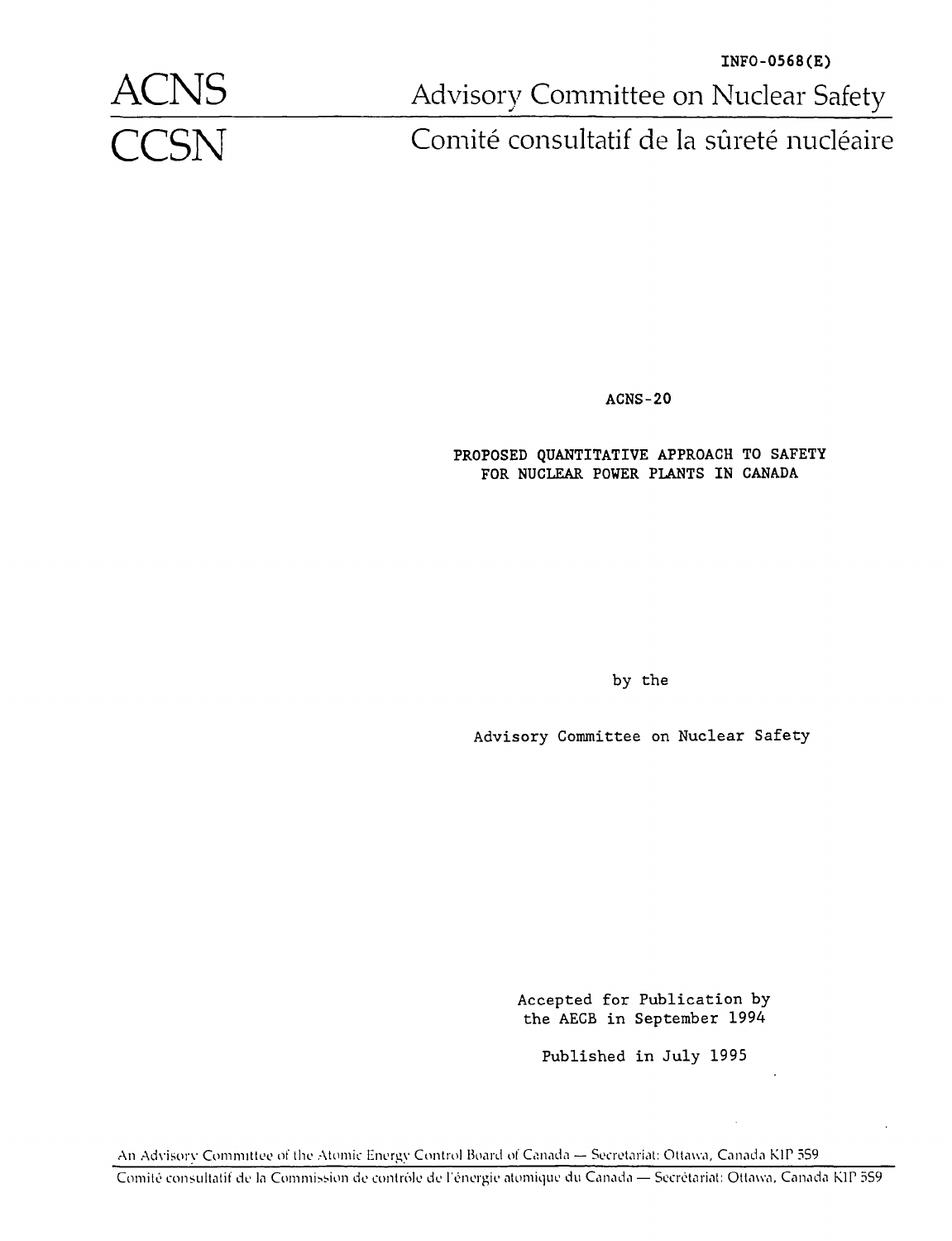INFO-0568(E)

# ACNS

# CCSN

Advisory Committee on Nuclear Safety

Comité consultatif de la sûreté nucléaire

ACNS-20

## PROPOSED QUANTITATIVE APPROACH TO SAFETY FOR NUCLEAR POWER PLANTS IN CANADA

by the

Advisory Committee on Nuclear Safety

Accepted for Publication by the AECB in September 1994

Published in July 1995

An Advisory Committee of the Atomic Energy Control Board of Canada — Secretariat: Ottawa, Canada K1P 5S9

Comité consultatif de la Commission de contrôle de l'énergie atomique du Canada — Secrétariat: Ottawa, Canada K1P 5S9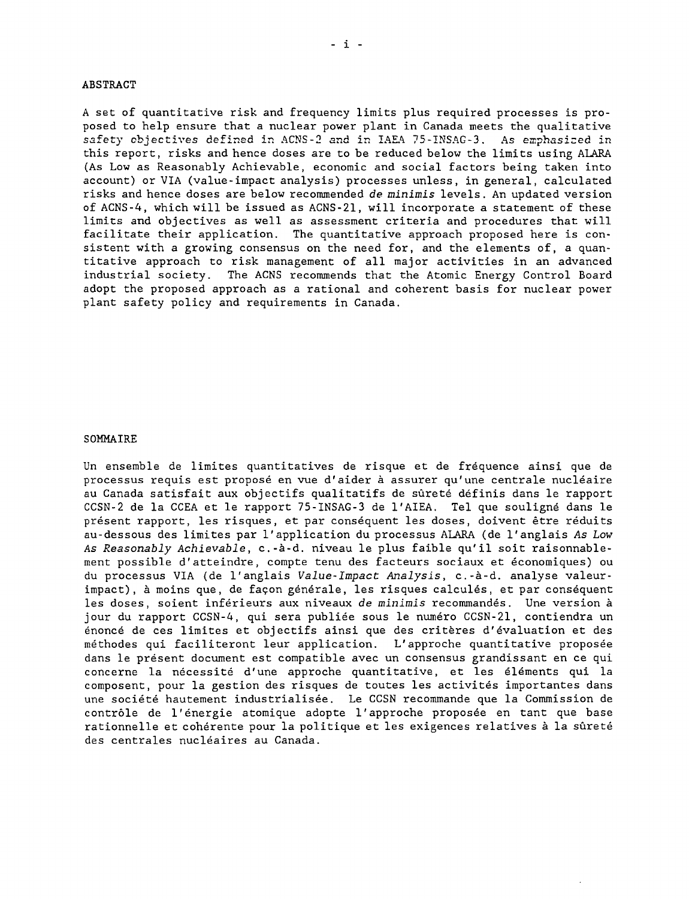## ABSTRACT

A set of quantitative risk and frequency limits plus required processes is proposed to help ensure that a nuclear power plant in Canada meets the qualitative safety objectives defined in ACNS-2 and in IAEA 75-INSAG-3. As emphasized in this report, risks and hence doses are to be reduced below the limits using ALARA (As Low as Reasonably Achievable, economic and social factors being taken into account) or VIA (value-impact analysis) processes unless, in general, calculated risks and hence doses are below recommended *de minimis* levels. An updated version of ACNS-4, which will be issued as ACNS-21, will incorporate a statement of these limits and objectives as well as assessment criteria and procedures that will facilitate their application. The quantitative approach proposed here is consistent with a growing consensus on the need for, and the elements of, a quantitative approach to risk management of all major activities in an advanced industrial society. The ACNS recommends that the Atomic Energy Control Board adopt the proposed approach as a rational and coherent basis for nuclear power plant safety policy and requirements in Canada.

## SOMMAIRE

Un ensemble de limites quantitatives de risque et de fréquence ainsi que de processus requis est proposé en vue d'aider à assurer qu'une centrale nucléaire au Canada satisfait aux objectifs qualitatifs de sûreté définis dans le rapport CCSN-2 de la CCEA et le rapport 75-INSAG-3 de l'AIEA. Tel que souligné dans le présent rapport, les risques, et par conséquent les doses, doivent être réduits au-dessous des limites par l'application du processus ALARA (de l'anglais *As Low As Reasonably Achievable*, c.-à-d. niveau le plus faible qu'il soit raisonnablement possible d'atteindre, compte tenu des facteurs sociaux et économiques) ou du processus VIA (de l'anglais *Value-Impact Analysis*, c.-à-d. analyse valeur-impact), à moins que, de façon générale, les risques calculés, et par conséquent les doses, soient inférieurs aux niveaux *de minimis* recommandés. Une version à jour du rapport CCSN-4, qui sera publiée sous le numéro CCSN-21, contiendra un énoncé de ces limites et objectifs ainsi que des critères d'évaluation et des méthodes qui faciliteront leur application. L'approche quantitative proposée dans le présent document est compatible avec un consensus grandissant en ce qui concerne la nécessité d'une approche quantitative, et les éléments qui la composent, pour la gestion des risques de toutes les activités importantes dans une société hautement industrialisée. Le CCSN recommande que la Commission de contrôle de l'énergie atomique adopte l'approche proposée en tant que base rationnelle et cohérente pour la politique et les exigences relatives à la sûreté des centrales nucléaires au Canada.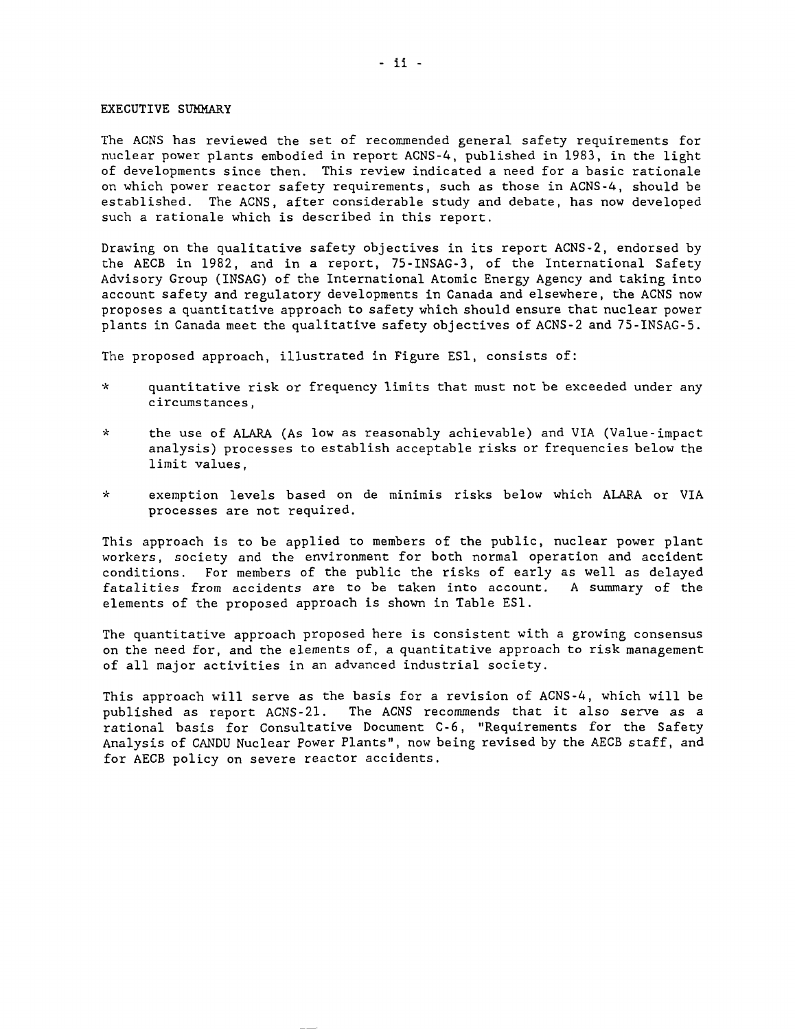## EXECUTIVE SUMMARY

The ACNS has reviewed the set of recommended general safety requirements for nuclear power plants embodied in report ACNS-4, published in 1983, in the light of developments since then. This review indicated a need for a basic rationale on which power reactor safety requirements, such as those in ACNS-4, should be established. The ACNS, after considerable study and debate, has now developed such a rationale which is described in this report.

Drawing on the qualitative safety objectives in its report ACNS-2, endorsed by the AECB in 1982, and in a report, 75-INSAG-3, of the International Safety Advisory Group (INSAG) of the International Atomic Energy Agency and taking into account safety and regulatory developments in Canada and elsewhere, the ACNS now proposes a quantitative approach to safety which should ensure that nuclear power plants in Canada meet the qualitative safety objectives of ACNS-2 and 75-INSAG-5.

The proposed approach, illustrated in Figure ES1, consists of:

- quantitative risk or frequency limits that must not be exceeded under any circumstances,
- the use of ALARA (As low as reasonably achievable) and VIA (Value-impact analysis) processes to establish acceptable risks or frequencies below the limit values,
- exemption levels based on de minimis risks below which ALARA or VIA processes are not required.

This approach is to be applied to members of the public, nuclear power plant workers, society and the environment for both normal operation and accident conditions. For members of the public the risks of early as well as delayed fatalities from accidents are to be taken into account. A summary of the elements of the proposed approach is shown in Table ES1.

The quantitative approach proposed here is consistent with a growing consensus on the need for, and the elements of, a quantitative approach to risk management of all major activities in an advanced industrial society.

This approach will serve as the basis for a revision of ACNS-4, which will be published as report ACNS-21. The ACNS recommends that it also serve as a rational basis for Consultative Document C-6, "Requirements for the Safety Analysis of CANDU Nuclear Power Plants", now being revised by the AECB staff, and for AECB policy on severe reactor accidents.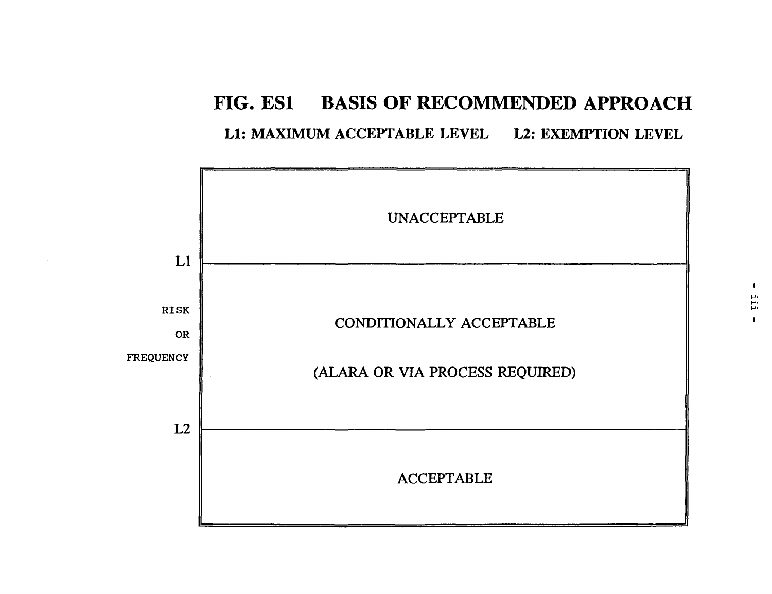# FIG. ES1 BASIS OF RECOMMENDED APPROACH

**L1: MAXIMUM ACCEPTABLE LEVEL L2: EXEMPTION LEVEL**

| RISK OR FREQUENCY | |
|---|---|
| | UNACCEPTABLE |
| L1 | |
| | CONDITIONALLY ACCEPTABLE (ALARA OR VIA PROCESS REQUIRED) |
| L2 | |
| | ACCEPTABLE |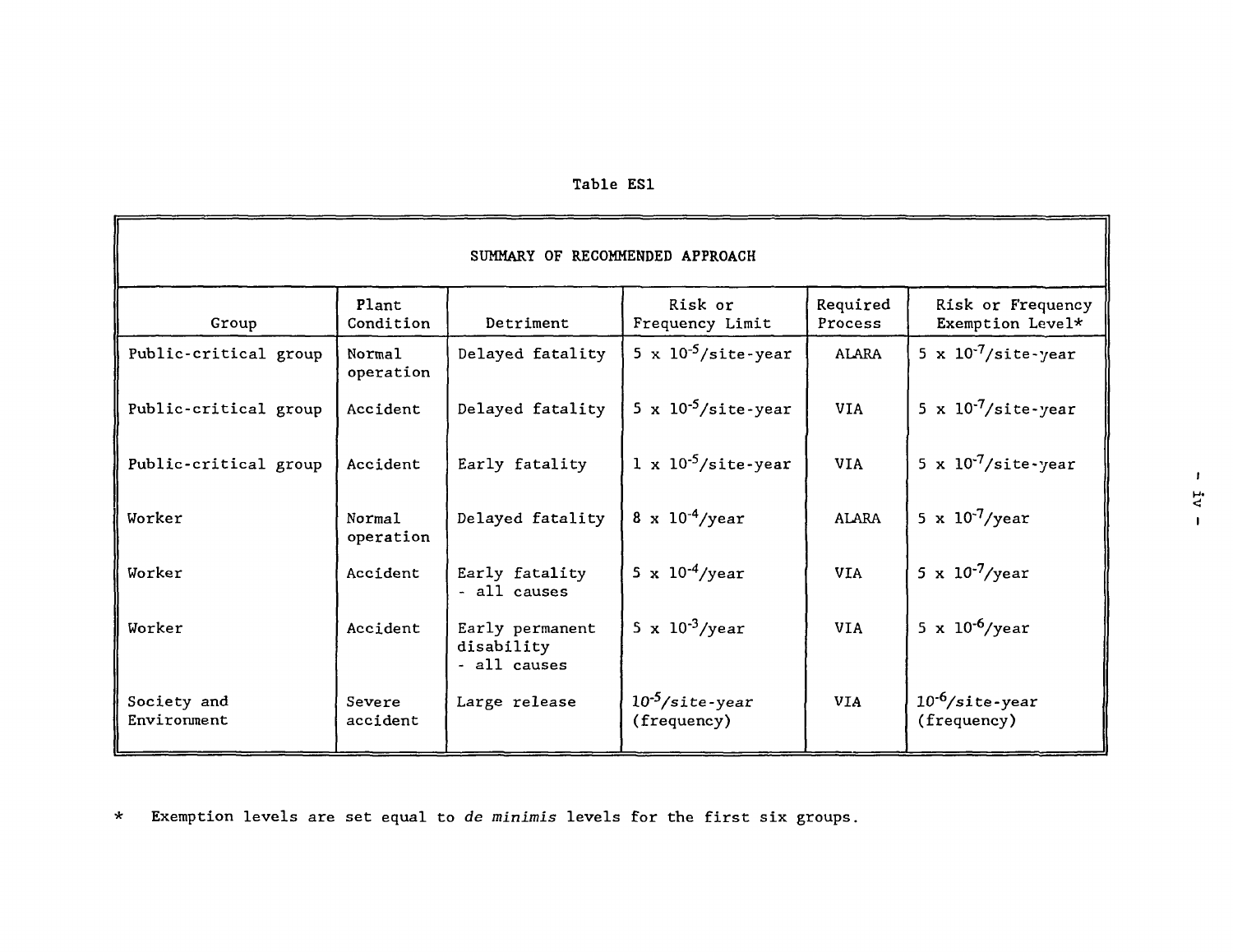Table ES1

| SUMMARY OF RECOMMENDED APPROACH | | | | | |
|---|---|---|---|---|---|
| Group | Plant Condition | Detriment | Risk or Frequency Limit | Required Process | Risk or Frequency Exemption Level* |
| Public-critical group | Normal operation | Delayed fatality | $5 \times 10^{-5}$/site-year | ALARA | $5 \times 10^{-7}$/site-year |
| Public-critical group | Accident | Delayed fatality | $5 \times 10^{-5}$/site-year | VIA | $5 \times 10^{-7}$/site-year |
| Public-critical group | Accident | Early fatality | $1 \times 10^{-5}$/site-year | VIA | $5 \times 10^{-7}$/site-year |
| Worker | Normal operation | Delayed fatality | $8 \times 10^{-4}$/year | ALARA | $5 \times 10^{-7}$/year |
| Worker | Accident | Early fatality - all causes | $5 \times 10^{-4}$/year | VIA | $5 \times 10^{-7}$/year |
| Worker | Accident | Early permanent disability - all causes | $5 \times 10^{-3}$/year | VIA | $5 \times 10^{-6}$/year |
| Society and Environment | Severe accident | Large release | $10^{-5}$/*site-year* (frequency) | VIA | $10^{-6}$/site-year (frequency) |

\* Exemption levels are set equal to *de minimis* levels for the first six groups.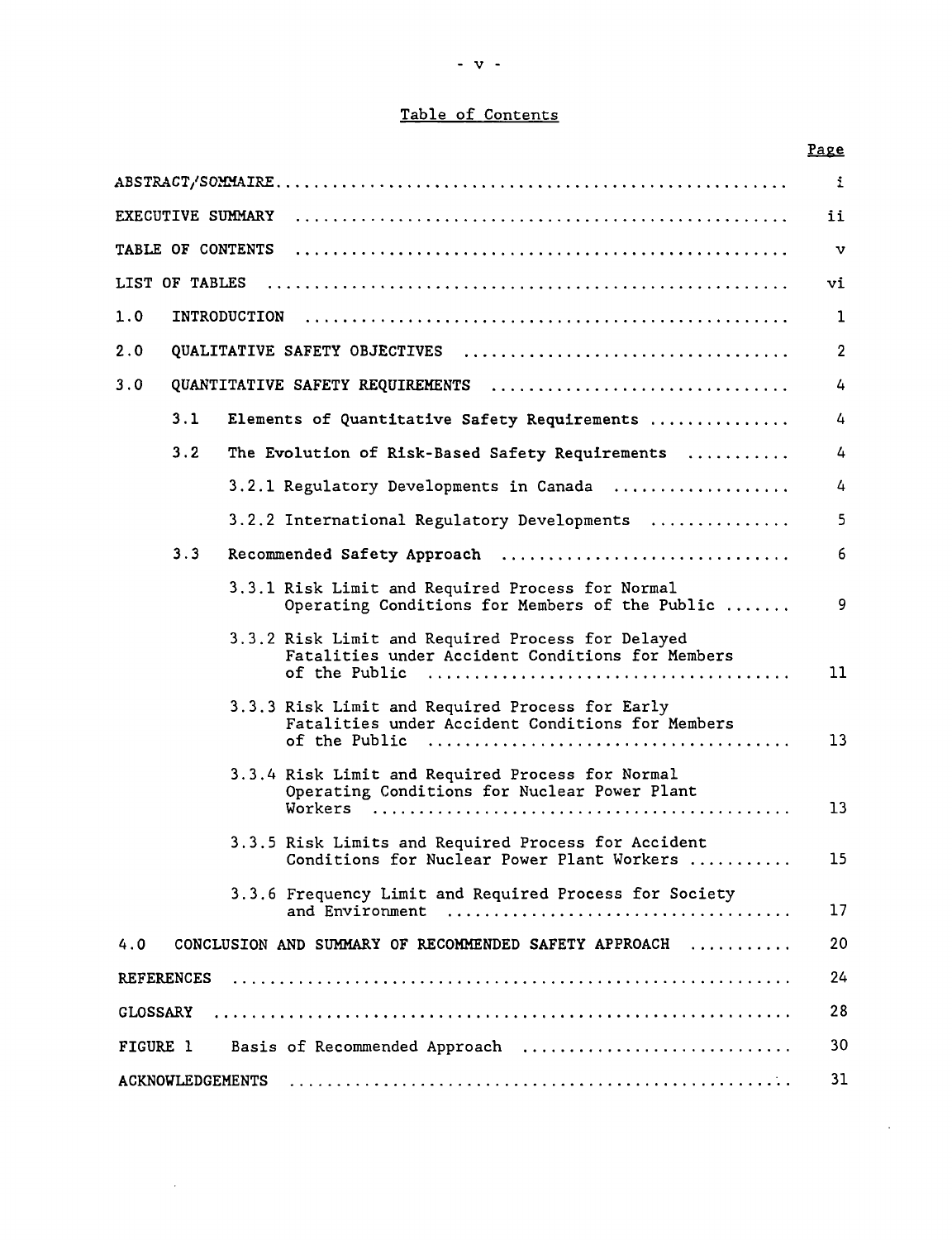## Table of Contents

| | Page |
|---|---|
| ABSTRACT/SOMMAIRE | i |
| EXECUTIVE SUMMARY | ii |
| TABLE OF CONTENTS | v |
| LIST OF TABLES | vi |
| 1.0 INTRODUCTION | 1 |
| 2.0 QUALITATIVE SAFETY OBJECTIVES | 2 |
| 3.0 QUANTITATIVE SAFETY REQUIREMENTS | 4 |
| 3.1 Elements of Quantitative Safety Requirements | 4 |
| 3.2 The Evolution of Risk-Based Safety Requirements | 4 |
| 3.2.1 Regulatory Developments in Canada | 4 |
| 3.2.2 International Regulatory Developments | 5 |
| 3.3 Recommended Safety Approach | 6 |
| 3.3.1 Risk Limit and Required Process for Normal Operating Conditions for Members of the Public | 9 |
| 3.3.2 Risk Limit and Required Process for Delayed Fatalities under Accident Conditions for Members of the Public | 11 |
| 3.3.3 Risk Limit and Required Process for Early Fatalities under Accident Conditions for Members of the Public | 13 |
| 3.3.4 Risk Limit and Required Process for Normal Operating Conditions for Nuclear Power Plant Workers | 13 |
| 3.3.5 Risk Limits and Required Process for Accident Conditions for Nuclear Power Plant Workers | 15 |
| 3.3.6 Frequency Limit and Required Process for Society and Environment | 17 |
| 4.0 CONCLUSION AND SUMMARY OF RECOMMENDED SAFETY APPROACH | 20 |
| REFERENCES | 24 |
| GLOSSARY | 28 |
| FIGURE 1 Basis of Recommended Approach | 30 |
| ACKNOWLEDGEMENTS | 31 |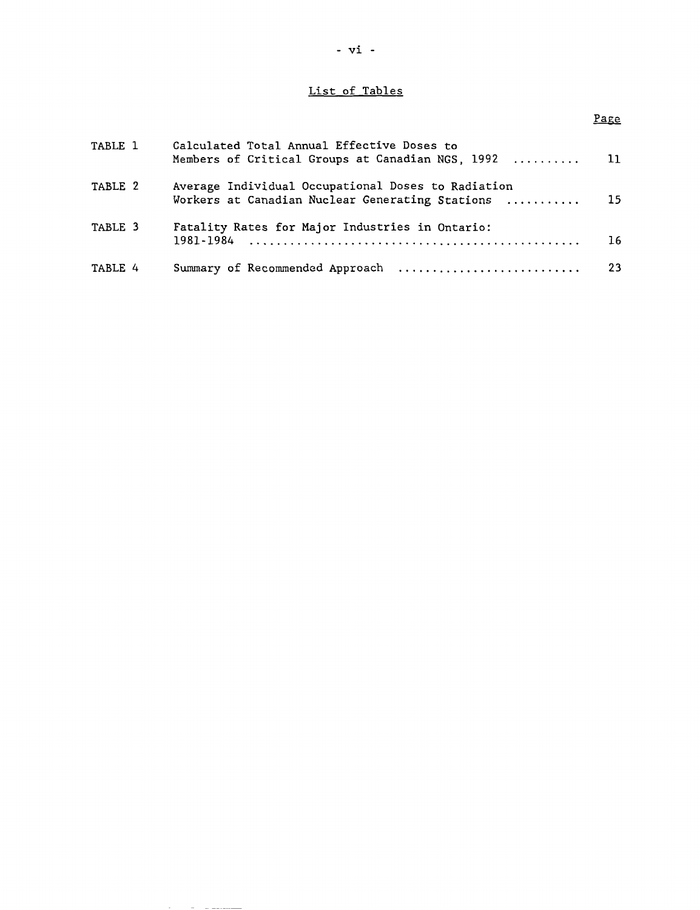## List of Tables

| | | Page |
|---|---|---|
| TABLE 1 | Calculated Total Annual Effective Doses to Members of Critical Groups at Canadian NGS, 1992 | 11 |
| TABLE 2 | Average Individual Occupational Doses to Radiation Workers at Canadian Nuclear Generating Stations | 15 |
| TABLE 3 | Fatality Rates for Major Industries in Ontario: 1981-1984 | 16 |
| TABLE 4 | Summary of Recommended Approach | 23 |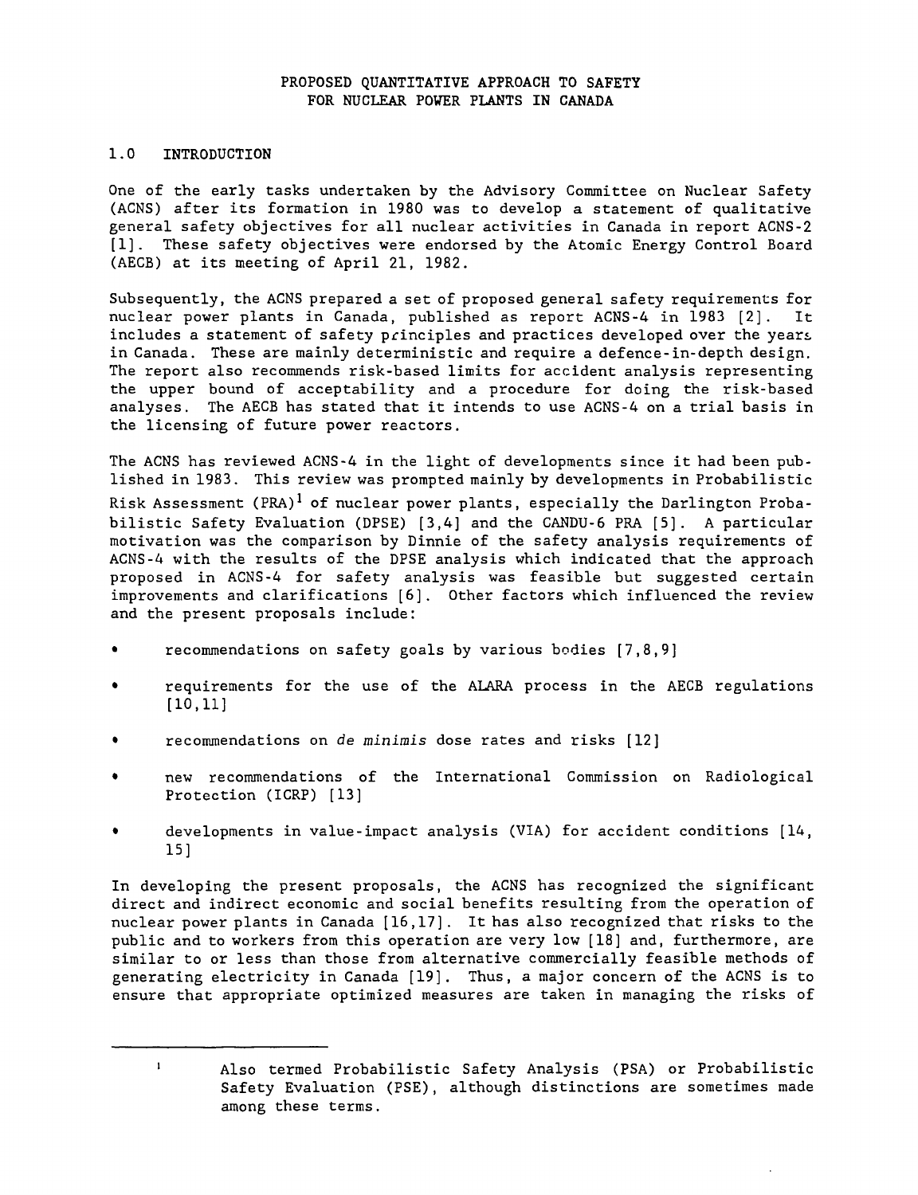# PROPOSED QUANTITATIVE APPROACH TO SAFETY FOR NUCLEAR POWER PLANTS IN CANADA

## 1.0 INTRODUCTION

One of the early tasks undertaken by the Advisory Committee on Nuclear Safety (ACNS) after its formation in 1980 was to develop a statement of qualitative general safety objectives for all nuclear activities in Canada in report ACNS-2 [1]. These safety objectives were endorsed by the Atomic Energy Control Board (AECB) at its meeting of April 21, 1982.

Subsequently, the ACNS prepared a set of proposed general safety requirements for nuclear power plants in Canada, published as report ACNS-4 in 1983 [2]. It includes a statement of safety principles and practices developed over the years in Canada. These are mainly deterministic and require a defence-in-depth design. The report also recommends risk-based limits for accident analysis representing the upper bound of acceptability and a procedure for doing the risk-based analyses. The AECB has stated that it intends to use ACNS-4 on a trial basis in the licensing of future power reactors.

The ACNS has reviewed ACNS-4 in the light of developments since it had been published in 1983. This review was prompted mainly by developments in Probabilistic Risk Assessment (PRA)[1] of nuclear power plants, especially the Darlington Probabilistic Safety Evaluation (DPSE) [3,4] and the CANDU-6 PRA [5]. A particular motivation was the comparison by Dinnie of the safety analysis requirements of ACNS-4 with the results of the DPSE analysis which indicated that the approach proposed in ACNS-4 for safety analysis was feasible but suggested certain improvements and clarifications [6]. Other factors which influenced the review and the present proposals include:

- recommendations on safety goals by various bodies [7,8,9]
- requirements for the use of the ALARA process in the AECB regulations [10,11]
- recommendations on *de minimis* dose rates and risks [12]
- new recommendations of the International Commission on Radiological Protection (ICRP) [13]
- developments in value-impact analysis (VIA) for accident conditions [14, 15]

In developing the present proposals, the ACNS has recognized the significant direct and indirect economic and social benefits resulting from the operation of nuclear power plants in Canada [16,17]. It has also recognized that risks to the public and to workers from this operation are very low [18] and, furthermore, are similar to or less than those from alternative commercially feasible methods of generating electricity in Canada [19]. Thus, a major concern of the ACNS is to ensure that appropriate optimized measures are taken in managing the risks of

---

[1] Also termed Probabilistic Safety Analysis (PSA) or Probabilistic Safety Evaluation (PSE), although distinctions are sometimes made among these terms.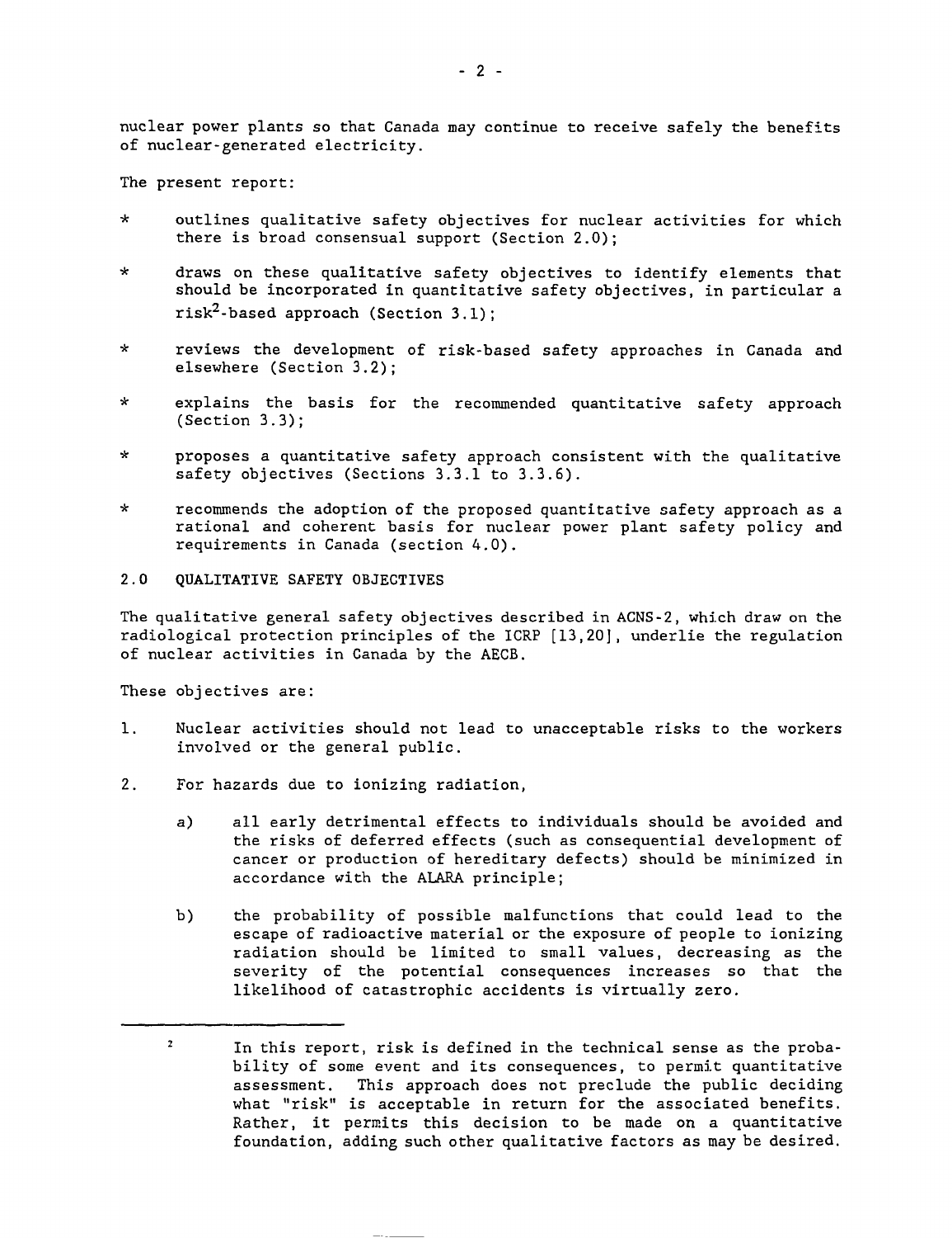nuclear power plants so that Canada may continue to receive safely the benefits of nuclear-generated electricity.

The present report:

* outlines qualitative safety objectives for nuclear activities for which there is broad consensual support (Section 2.0);
* draws on these qualitative safety objectives to identify elements that should be incorporated in quantitative safety objectives, in particular a risk[2]-based approach (Section 3.1);
* reviews the development of risk-based safety approaches in Canada and elsewhere (Section 3.2);
* explains the basis for the recommended quantitative safety approach (Section 3.3);
* proposes a quantitative safety approach consistent with the qualitative safety objectives (Sections 3.3.1 to 3.3.6).
* recommends the adoption of the proposed quantitative safety approach as a rational and coherent basis for nuclear power plant safety policy and requirements in Canada (section 4.0).

## 2.0 QUALITATIVE SAFETY OBJECTIVES

The qualitative general safety objectives described in ACNS-2, which draw on the radiological protection principles of the ICRP [13,20], underlie the regulation of nuclear activities in Canada by the AECB.

These objectives are:

1. Nuclear activities should not lead to unacceptable risks to the workers involved or the general public.
2. For hazards due to ionizing radiation,
   a) all early detrimental effects to individuals should be avoided and the risks of deferred effects (such as consequential development of cancer or production of hereditary defects) should be minimized in accordance with the ALARA principle;
   b) the probability of possible malfunctions that could lead to the escape of radioactive material or the exposure of people to ionizing radiation should be limited to small values, decreasing as the severity of the potential consequences increases so that the likelihood of catastrophic accidents is virtually zero.

---

[2] In this report, risk is defined in the technical sense as the probability of some event and its consequences, to permit quantitative assessment. This approach does not preclude the public deciding what "risk" is acceptable in return for the associated benefits. Rather, it permits this decision to be made on a quantitative foundation, adding such other qualitative factors as may be desired.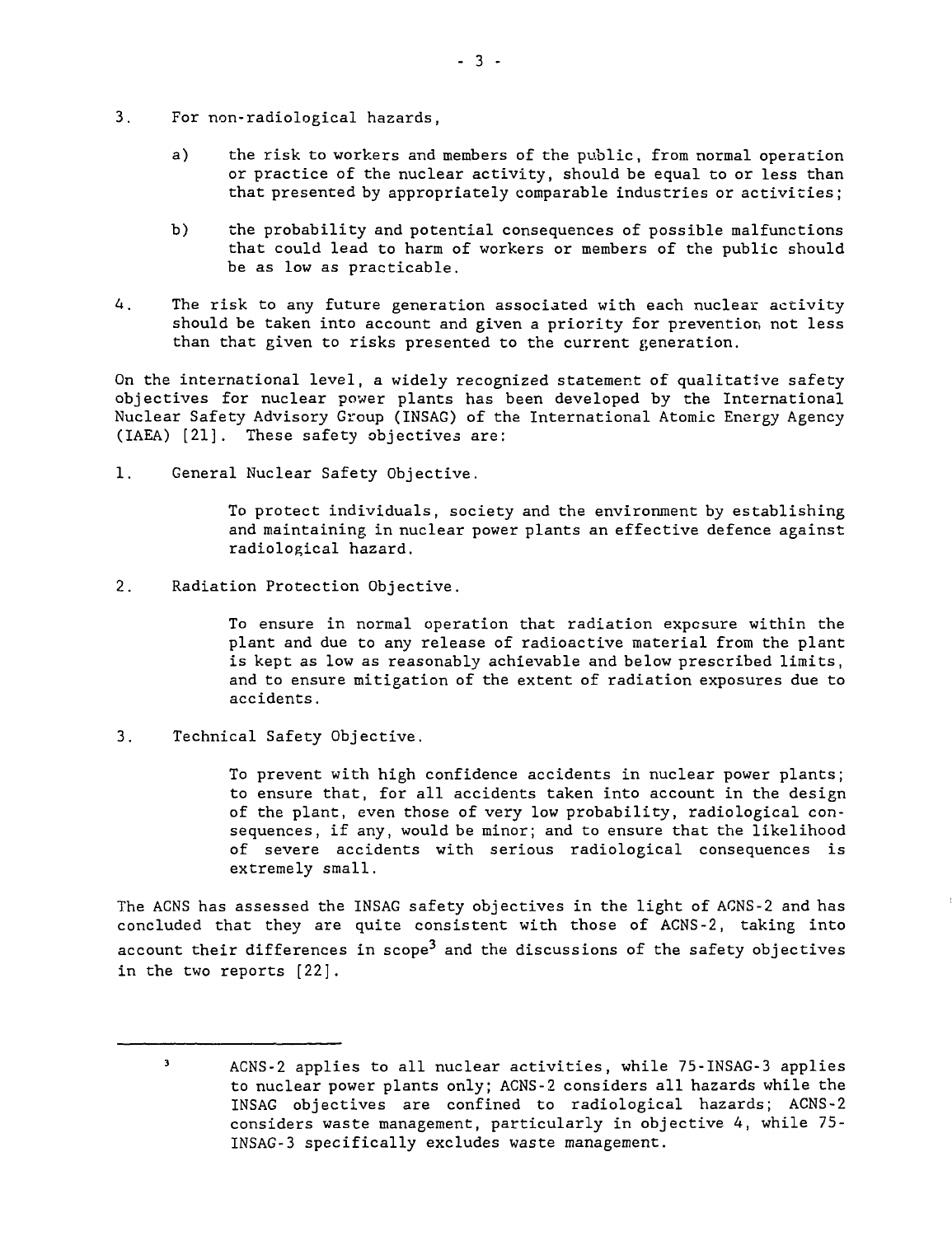3. For non-radiological hazards,

   a) the risk to workers and members of the public, from normal operation or practice of the nuclear activity, should be equal to or less than that presented by appropriately comparable industries or activities;

   b) the probability and potential consequences of possible malfunctions that could lead to harm of workers or members of the public should be as low as practicable.

4. The risk to any future generation associated with each nuclear activity should be taken into account and given a priority for prevention not less than that given to risks presented to the current generation.

On the international level, a widely recognized statement of qualitative safety objectives for nuclear power plants has been developed by the International Nuclear Safety Advisory Group (INSAG) of the International Atomic Energy Agency (IAEA) [21]. These safety objectives are:

1. General Nuclear Safety Objective.

   To protect individuals, society and the environment by establishing and maintaining in nuclear power plants an effective defence against radiological hazard.

2. Radiation Protection Objective.

   To ensure in normal operation that radiation exposure within the plant and due to any release of radioactive material from the plant is kept as low as reasonably achievable and below prescribed limits, and to ensure mitigation of the extent of radiation exposures due to accidents.

3. Technical Safety Objective.

   To prevent with high confidence accidents in nuclear power plants; to ensure that, for all accidents taken into account in the design of the plant, even those of very low probability, radiological consequences, if any, would be minor; and to ensure that the likelihood of severe accidents with serious radiological consequences is extremely small.

The ACNS has assessed the INSAG safety objectives in the light of ACNS-2 and has concluded that they are quite consistent with those of ACNS-2, taking into account their differences in scope[3] and the discussions of the safety objectives in the two reports [22].

---

[3] ACNS-2 applies to all nuclear activities, while 75-INSAG-3 applies to nuclear power plants only; ACNS-2 considers all hazards while the INSAG objectives are confined to radiological hazards; ACNS-2 considers waste management, particularly in objective 4, while 75-INSAG-3 specifically excludes waste management.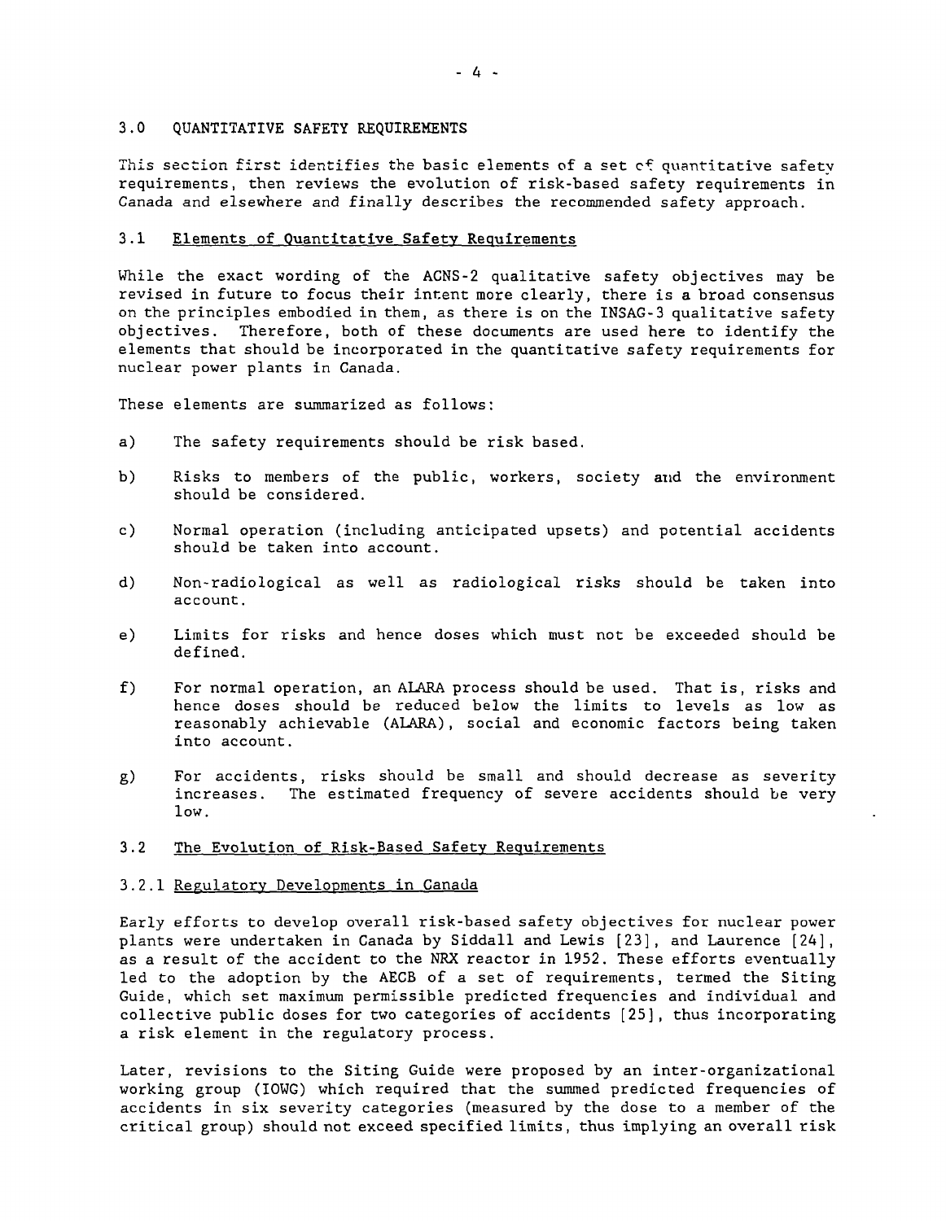## 3.0 QUANTITATIVE SAFETY REQUIREMENTS

This section first identifies the basic elements of a set of quantitative safety requirements, then reviews the evolution of risk-based safety requirements in Canada and elsewhere and finally describes the recommended safety approach.

### 3.1 Elements of Quantitative Safety Requirements

While the exact wording of the ACNS-2 qualitative safety objectives may be revised in future to focus their intent more clearly, there is a broad consensus on the principles embodied in them, as there is on the INSAG-3 qualitative safety objectives. Therefore, both of these documents are used here to identify the elements that should be incorporated in the quantitative safety requirements for nuclear power plants in Canada.

These elements are summarized as follows:

a) The safety requirements should be risk based.

b) Risks to members of the public, workers, society and the environment should be considered.

c) Normal operation (including anticipated upsets) and potential accidents should be taken into account.

d) Non-radiological as well as radiological risks should be taken into account.

e) Limits for risks and hence doses which must not be exceeded should be defined.

f) For normal operation, an ALARA process should be used. That is, risks and hence doses should be reduced below the limits to levels as low as reasonably achievable (ALARA), social and economic factors being taken into account.

g) For accidents, risks should be small and should decrease as severity increases. The estimated frequency of severe accidents should be very low.

### 3.2 The Evolution of Risk-Based Safety Requirements

#### 3.2.1 Regulatory Developments in Canada

Early efforts to develop overall risk-based safety objectives for nuclear power plants were undertaken in Canada by Siddall and Lewis [23], and Laurence [24], as a result of the accident to the NRX reactor in 1952. These efforts eventually led to the adoption by the AECB of a set of requirements, termed the Siting Guide, which set maximum permissible predicted frequencies and individual and collective public doses for two categories of accidents [25], thus incorporating a risk element in the regulatory process.

Later, revisions to the Siting Guide were proposed by an inter-organizational working group (IOWG) which required that the summed predicted frequencies of accidents in six severity categories (measured by the dose to a member of the critical group) should not exceed specified limits, thus implying an overall risk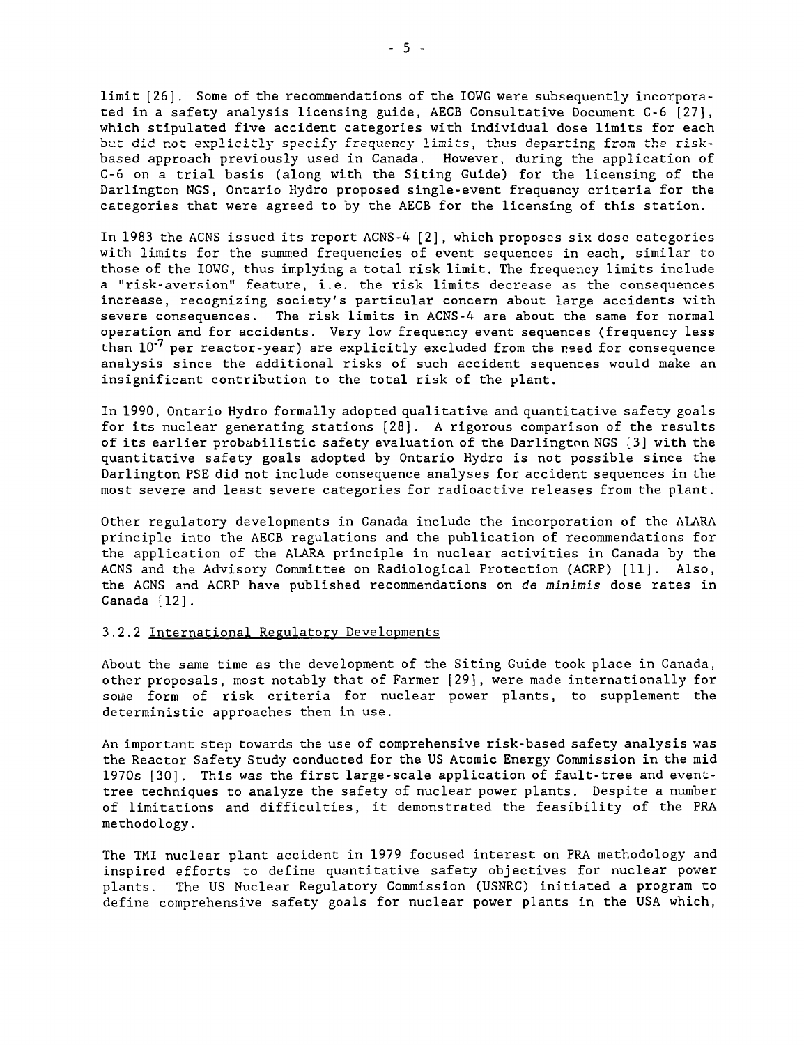limit [26]. Some of the recommendations of the IOWG were subsequently incorporated in a safety analysis licensing guide, AECB Consultative Document C-6 [27], which stipulated five accident categories with individual dose limits for each but did not explicitly specify frequency limits, thus departing from the risk-based approach previously used in Canada. However, during the application of C-6 on a trial basis (along with the Siting Guide) for the licensing of the Darlington NGS, Ontario Hydro proposed single-event frequency criteria for the categories that were agreed to by the AECB for the licensing of this station.

In 1983 the ACNS issued its report ACNS-4 [2], which proposes six dose categories with limits for the summed frequencies of event sequences in each, similar to those of the IOWG, thus implying a total risk limit. The frequency limits include a "risk-aversion" feature, i.e. the risk limits decrease as the consequences increase, recognizing society's particular concern about large accidents with severe consequences. The risk limits in ACNS-4 are about the same for normal operation and for accidents. Very low frequency event sequences (frequency less than $10^{-7}$ per reactor-year) are explicitly excluded from the need for consequence analysis since the additional risks of such accident sequences would make an insignificant contribution to the total risk of the plant.

In 1990, Ontario Hydro formally adopted qualitative and quantitative safety goals for its nuclear generating stations [28]. A rigorous comparison of the results of its earlier probabilistic safety evaluation of the Darlington NGS [3] with the quantitative safety goals adopted by Ontario Hydro is not possible since the Darlington PSE did not include consequence analyses for accident sequences in the most severe and least severe categories for radioactive releases from the plant.

Other regulatory developments in Canada include the incorporation of the ALARA principle into the AECB regulations and the publication of recommendations for the application of the ALARA principle in nuclear activities in Canada by the ACNS and the Advisory Committee on Radiological Protection (ACRP) [11]. Also, the ACNS and ACRP have published recommendations on *de minimis* dose rates in Canada [12].

### 3.2.2 International Regulatory Developments

About the same time as the development of the Siting Guide took place in Canada, other proposals, most notably that of Farmer [29], were made internationally for some form of risk criteria for nuclear power plants, to supplement the deterministic approaches then in use.

An important step towards the use of comprehensive risk-based safety analysis was the Reactor Safety Study conducted for the US Atomic Energy Commission in the mid 1970s [30]. This was the first large-scale application of fault-tree and event-tree techniques to analyze the safety of nuclear power plants. Despite a number of limitations and difficulties, it demonstrated the feasibility of the PRA methodology.

The TMI nuclear plant accident in 1979 focused interest on PRA methodology and inspired efforts to define quantitative safety objectives for nuclear power plants. The US Nuclear Regulatory Commission (USNRC) initiated a program to define comprehensive safety goals for nuclear power plants in the USA which,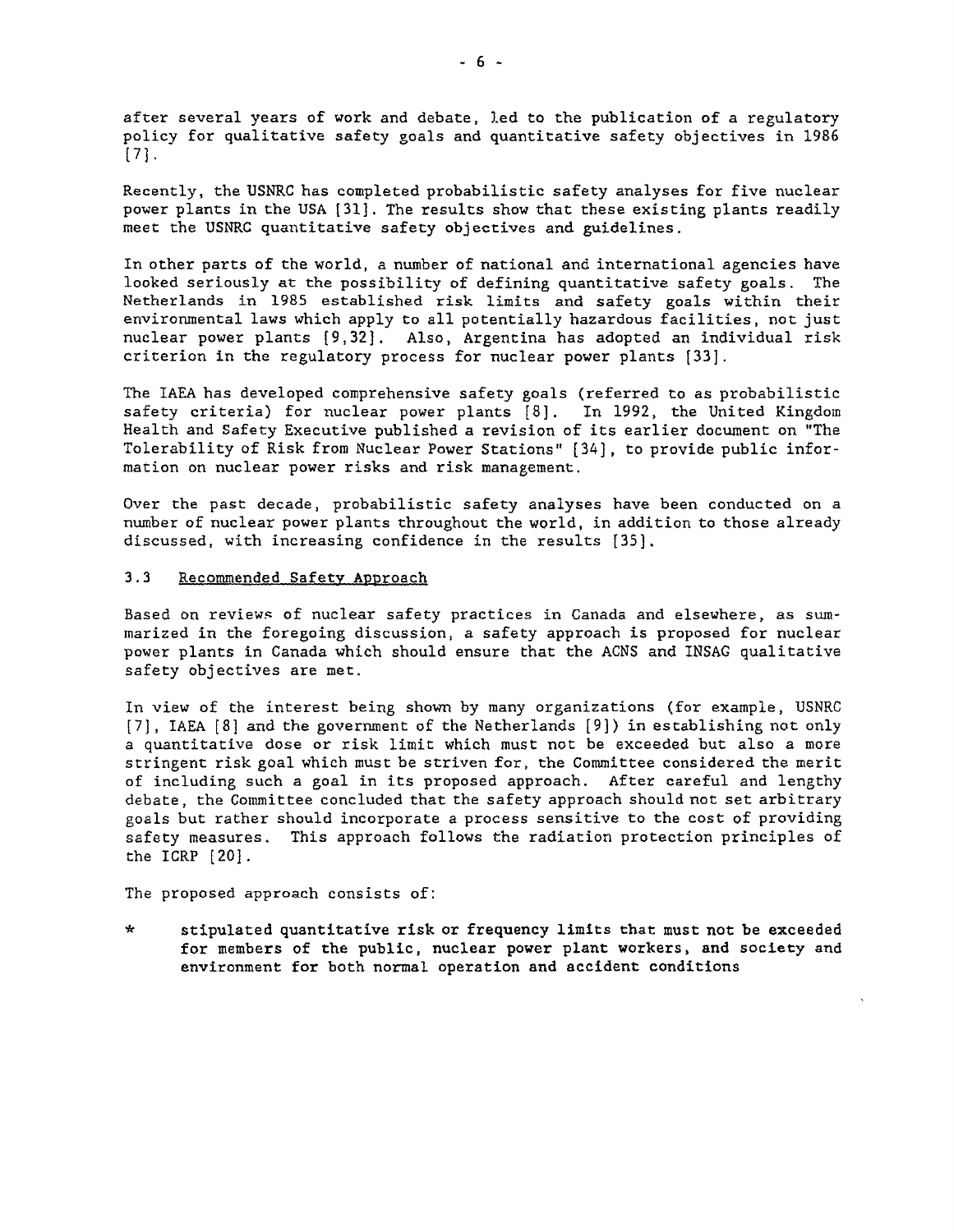after several years of work and debate, led to the publication of a regulatory policy for qualitative safety goals and quantitative safety objectives in 1986 [7].

Recently, the USNRC has completed probabilistic safety analyses for five nuclear power plants in the USA [31]. The results show that these existing plants readily meet the USNRC quantitative safety objectives and guidelines.

In other parts of the world, a number of national and international agencies have looked seriously at the possibility of defining quantitative safety goals. The Netherlands in 1985 established risk limits and safety goals within their environmental laws which apply to all potentially hazardous facilities, not just nuclear power plants [9,32]. Also, Argentina has adopted an individual risk criterion in the regulatory process for nuclear power plants [33].

The IAEA has developed comprehensive safety goals (referred to as probabilistic safety criteria) for nuclear power plants [8]. In 1992, the United Kingdom Health and Safety Executive published a revision of its earlier document on "The Tolerability of Risk from Nuclear Power Stations" [34], to provide public information on nuclear power risks and risk management.

Over the past decade, probabilistic safety analyses have been conducted on a number of nuclear power plants throughout the world, in addition to those already discussed, with increasing confidence in the results [35].

### 3.3 Recommended Safety Approach

Based on reviews of nuclear safety practices in Canada and elsewhere, as summarized in the foregoing discussion, a safety approach is proposed for nuclear power plants in Canada which should ensure that the ACNS and INSAG qualitative safety objectives are met.

In view of the interest being shown by many organizations (for example, USNRC [7], IAEA [8] and the government of the Netherlands [9]) in establishing not only a quantitative dose or risk limit which must not be exceeded but also a more stringent risk goal which must be striven for, the Committee considered the merit of including such a goal in its proposed approach. After careful and lengthy debate, the Committee concluded that the safety approach should not set arbitrary goals but rather should incorporate a process sensitive to the cost of providing safety measures. This approach follows the radiation protection principles of the ICRP [20].

The proposed approach consists of:

* **stipulated quantitative risk or frequency limits that must not be exceeded for members of the public, nuclear power plant workers, and society and environment for both normal operation and accident conditions**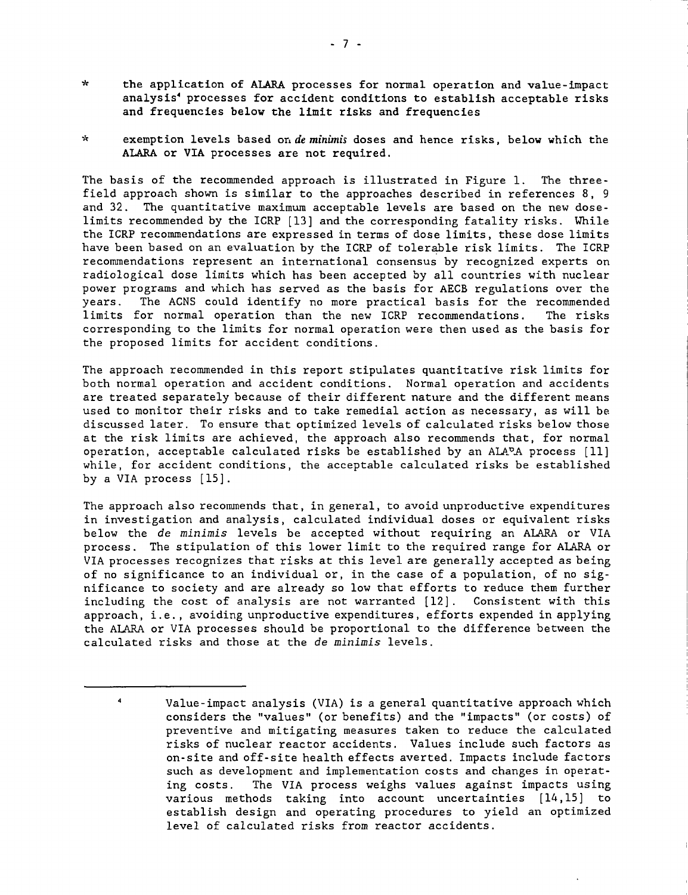* the application of ALARA processes for normal operation and value-impact analysis[4] processes for accident conditions to establish acceptable risks and frequencies below the limit risks and frequencies

* exemption levels based on *de minimis* doses and hence risks, below which the ALARA or VIA processes are not required.

The basis of the recommended approach is illustrated in Figure 1. The three-field approach shown is similar to the approaches described in references 8, 9 and 32. The quantitative maximum acceptable levels are based on the new dose-limits recommended by the ICRP [13] and the corresponding fatality risks. While the ICRP recommendations are expressed in terms of dose limits, these dose limits have been based on an evaluation by the ICRP of tolerable risk limits. The ICRP recommendations represent an international consensus by recognized experts on radiological dose limits which has been accepted by all countries with nuclear power programs and which has served as the basis for AECB regulations over the years. The ACNS could identify no more practical basis for the recommended limits for normal operation than the new ICRP recommendations. The risks corresponding to the limits for normal operation were then used as the basis for the proposed limits for accident conditions.

The approach recommended in this report stipulates quantitative risk limits for both normal operation and accident conditions. Normal operation and accidents are treated separately because of their different nature and the different means used to monitor their risks and to take remedial action as necessary, as will be discussed later. To ensure that optimized levels of calculated risks below those at the risk limits are achieved, the approach also recommends that, for normal operation, acceptable calculated risks be established by an ALARA process [11] while, for accident conditions, the acceptable calculated risks be established by a VIA process [15].

The approach also recommends that, in general, to avoid unproductive expenditures in investigation and analysis, calculated individual doses or equivalent risks below the *de minimis* levels be accepted without requiring an ALARA or VIA process. The stipulation of this lower limit to the required range for ALARA or VIA processes recognizes that risks at this level are generally accepted as being of no significance to an individual or, in the case of a population, of no significance to society and are already so low that efforts to reduce them further including the cost of analysis are not warranted [12]. Consistent with this approach, i.e., avoiding unproductive expenditures, efforts expended in applying the ALARA or VIA processes should be proportional to the difference between the calculated risks and those at the *de minimis* levels.

---

[4] Value-impact analysis (VIA) is a general quantitative approach which considers the "values" (or benefits) and the "impacts" (or costs) of preventive and mitigating measures taken to reduce the calculated risks of nuclear reactor accidents. Values include such factors as on-site and off-site health effects averted. Impacts include factors such as development and implementation costs and changes in operating costs. The VIA process weighs values against impacts using various methods taking into account uncertainties [14,15] to establish design and operating procedures to yield an optimized level of calculated risks from reactor accidents.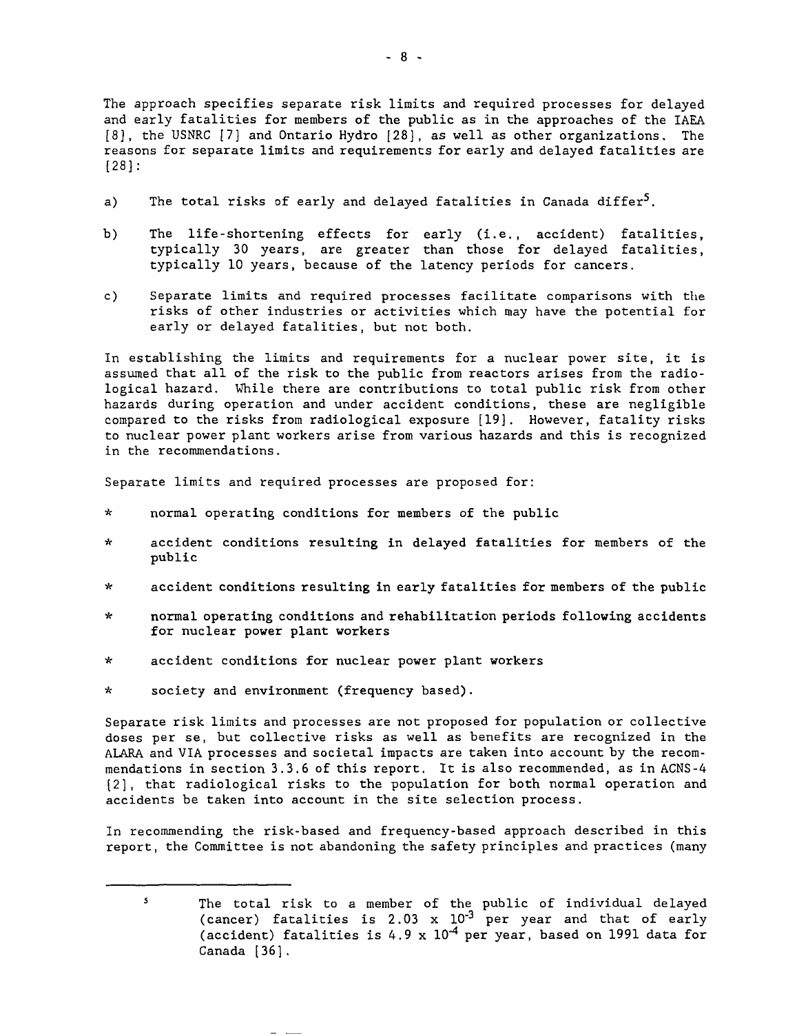The approach specifies separate risk limits and required processes for delayed and early fatalities for members of the public as in the approaches of the IAEA [8], the USNRC [7] and Ontario Hydro [28], as well as other organizations. The reasons for separate limits and requirements for early and delayed fatalities are [28]:

a) The total risks of early and delayed fatalities in Canada differ[5].

b) The life-shortening effects for early (i.e., accident) fatalities, typically 30 years, are greater than those for delayed fatalities, typically 10 years, because of the latency periods for cancers.

c) Separate limits and required processes facilitate comparisons with the risks of other industries or activities which may have the potential for early or delayed fatalities, but not both.

In establishing the limits and requirements for a nuclear power site, it is assumed that all of the risk to the public from reactors arises from the radiological hazard. While there are contributions to total public risk from other hazards during operation and under accident conditions, these are negligible compared to the risks from radiological exposure [19]. However, fatality risks to nuclear power plant workers arise from various hazards and this is recognized in the recommendations.

Separate limits and required processes are proposed for:

* normal operating conditions for members of the public
* accident conditions resulting in delayed fatalities for members of the public
* accident conditions resulting in early fatalities for members of the public
* normal operating conditions and rehabilitation periods following accidents for nuclear power plant workers
* accident conditions for nuclear power plant workers
* society and environment (frequency based).

Separate risk limits and processes are not proposed for population or collective doses per se, but collective risks as well as benefits are recognized in the ALARA and VIA processes and societal impacts are taken into account by the recommendations in section 3.3.6 of this report. It is also recommended, as in ACNS-4 [2], that radiological risks to the population for both normal operation and accidents be taken into account in the site selection process.

In recommending the risk-based and frequency-based approach described in this report, the Committee is not abandoning the safety principles and practices (many

---

[5] The total risk to a member of the public of individual delayed (cancer) fatalities is $2.03 \times 10^{-3}$ per year and that of early (accident) fatalities is $4.9 \times 10^{-4}$ per year, based on 1991 data for Canada [36].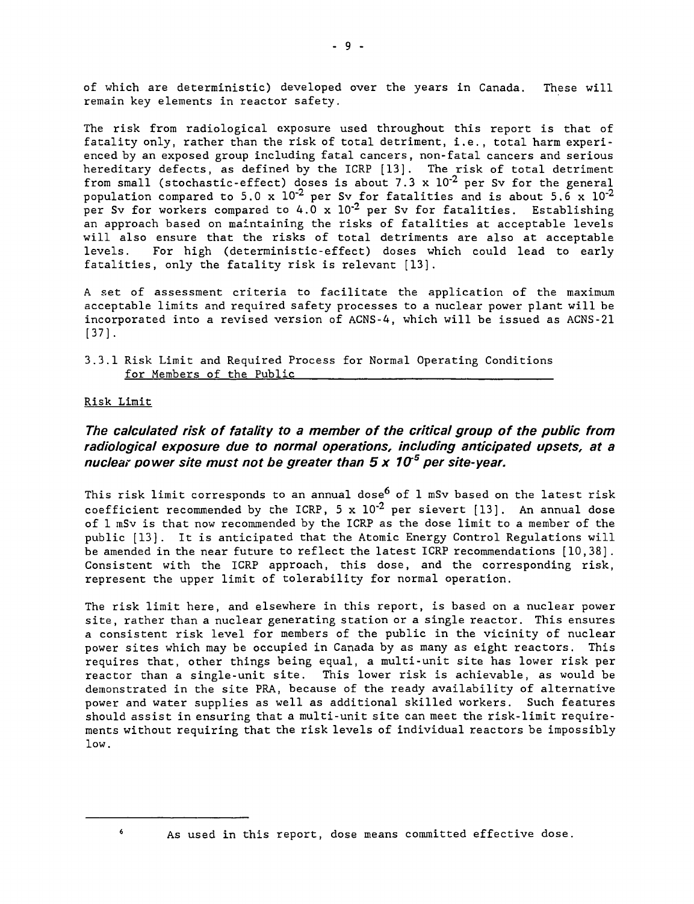of which are deterministic) developed over the years in Canada. These will remain key elements in reactor safety.

The risk from radiological exposure used throughout this report is that of fatality only, rather than the risk of total detriment, i.e., total harm experienced by an exposed group including fatal cancers, non-fatal cancers and serious hereditary defects, as defined by the ICRP [13]. The risk of total detriment from small (stochastic-effect) doses is about $7.3 \times 10^{-2}$ per Sv for the general population compared to $5.0 \times 10^{-2}$ per Sv for fatalities and is about $5.6 \times 10^{-2}$ per Sv for workers compared to $4.0 \times 10^{-2}$ per Sv for fatalities. Establishing an approach based on maintaining the risks of fatalities at acceptable levels will also ensure that the risks of total detriments are also at acceptable levels. For high (deterministic-effect) doses which could lead to early fatalities, only the fatality risk is relevant [13].

A set of assessment criteria to facilitate the application of the maximum acceptable limits and required safety processes to a nuclear power plant will be incorporated into a revised version of ACNS-4, which will be issued as ACNS-21 [37].

### 3.3.1 Risk Limit and Required Process for Normal Operating Conditions for Members of the Public

Risk Limit

***The calculated risk of fatality to a member of the critical group of the public from radiological exposure due to normal operations, including anticipated upsets, at a nuclear power site must not be greater than $5 \times 10^{-5}$ per site-year.***

This risk limit corresponds to an annual dose[6] of 1 mSv based on the latest risk coefficient recommended by the ICRP, $5 \times 10^{-2}$ per sievert [13]. An annual dose of 1 mSv is that now recommended by the ICRP as the dose limit to a member of the public [13]. It is anticipated that the Atomic Energy Control Regulations will be amended in the near future to reflect the latest ICRP recommendations [10,38]. Consistent with the ICRP approach, this dose, and the corresponding risk, represent the upper limit of tolerability for normal operation.

The risk limit here, and elsewhere in this report, is based on a nuclear power site, rather than a nuclear generating station or a single reactor. This ensures a consistent risk level for members of the public in the vicinity of nuclear power sites which may be occupied in Canada by as many as eight reactors. This requires that, other things being equal, a multi-unit site has lower risk per reactor than a single-unit site. This lower risk is achievable, as would be demonstrated in the site PRA, because of the ready availability of alternative power and water supplies as well as additional skilled workers. Such features should assist in ensuring that a multi-unit site can meet the risk-limit requirements without requiring that the risk levels of individual reactors be impossibly low.

---

[6] As used in this report, dose means committed effective dose.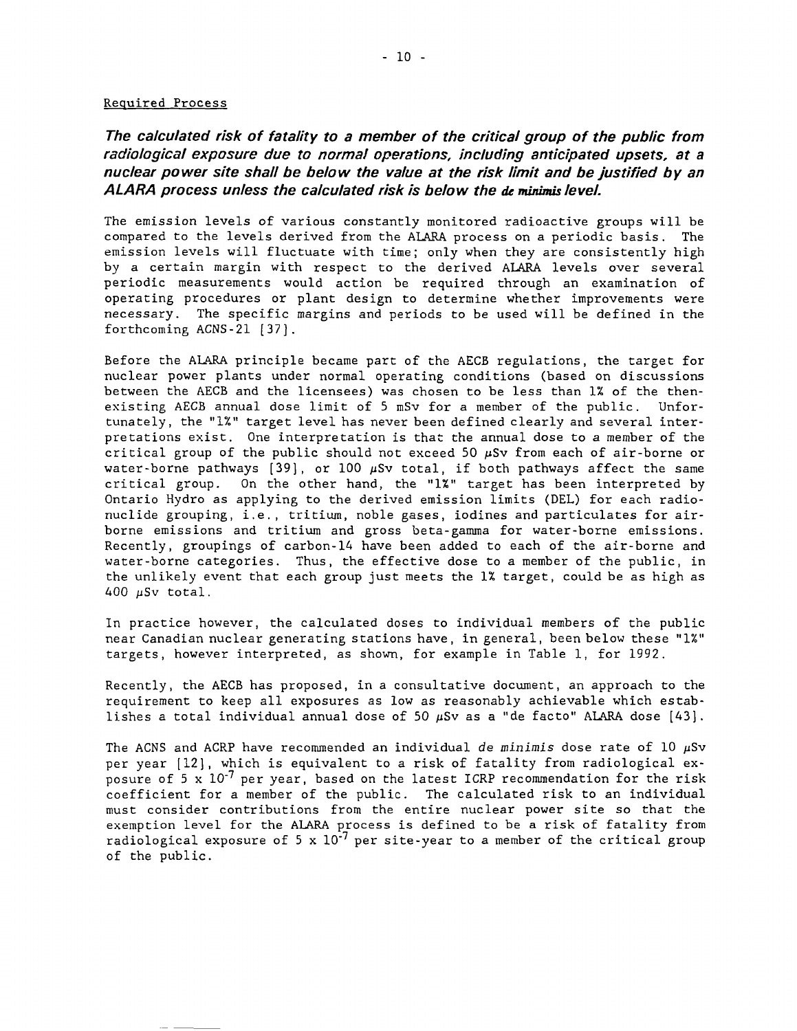Required Process

***The calculated risk of fatality to a member of the critical group of the public from radiological exposure due to normal operations, including anticipated upsets, at a nuclear power site shall be below the value at the risk limit and be justified by an ALARA process unless the calculated risk is below the de minimis level.***

The emission levels of various constantly monitored radioactive groups will be compared to the levels derived from the ALARA process on a periodic basis. The emission levels will fluctuate with time; only when they are consistently high by a certain margin with respect to the derived ALARA levels over several periodic measurements would action be required through an examination of operating procedures or plant design to determine whether improvements were necessary. The specific margins and periods to be used will be defined in the forthcoming ACNS-21 [37].

Before the ALARA principle became part of the AECB regulations, the target for nuclear power plants under normal operating conditions (based on discussions between the AECB and the licensees) was chosen to be less than 1% of the then-existing AECB annual dose limit of 5 mSv for a member of the public. Unfortunately, the "1%" target level has never been defined clearly and several interpretations exist. One interpretation is that the annual dose to a member of the critical group of the public should not exceed 50 μSv from each of air-borne or water-borne pathways [39], or 100 μSv total, if both pathways affect the same critical group. On the other hand, the "1%" target has been interpreted by Ontario Hydro as applying to the derived emission limits (DEL) for each radionuclide grouping, i.e., tritium, noble gases, iodines and particulates for air-borne emissions and tritium and gross beta-gamma for water-borne emissions. Recently, groupings of carbon-14 have been added to each of the air-borne and water-borne categories. Thus, the effective dose to a member of the public, in the unlikely event that each group just meets the 1% target, could be as high as 400 μSv total.

In practice however, the calculated doses to individual members of the public near Canadian nuclear generating stations have, in general, been below these "1%" targets, however interpreted, as shown, for example in Table 1, for 1992.

Recently, the AECB has proposed, in a consultative document, an approach to the requirement to keep all exposures as low as reasonably achievable which establishes a total individual annual dose of 50 μSv as a "de facto" ALARA dose [43].

The ACNS and ACRP have recommended an individual *de minimis* dose rate of 10 μSv per year [12], which is equivalent to a risk of fatality from radiological exposure of $5 \times 10^{-7}$ per year, based on the latest ICRP recommendation for the risk coefficient for a member of the public. The calculated risk to an individual must consider contributions from the entire nuclear power site so that the exemption level for the ALARA process is defined to be a risk of fatality from radiological exposure of $5 \times 10^{-7}$ per site-year to a member of the critical group of the public.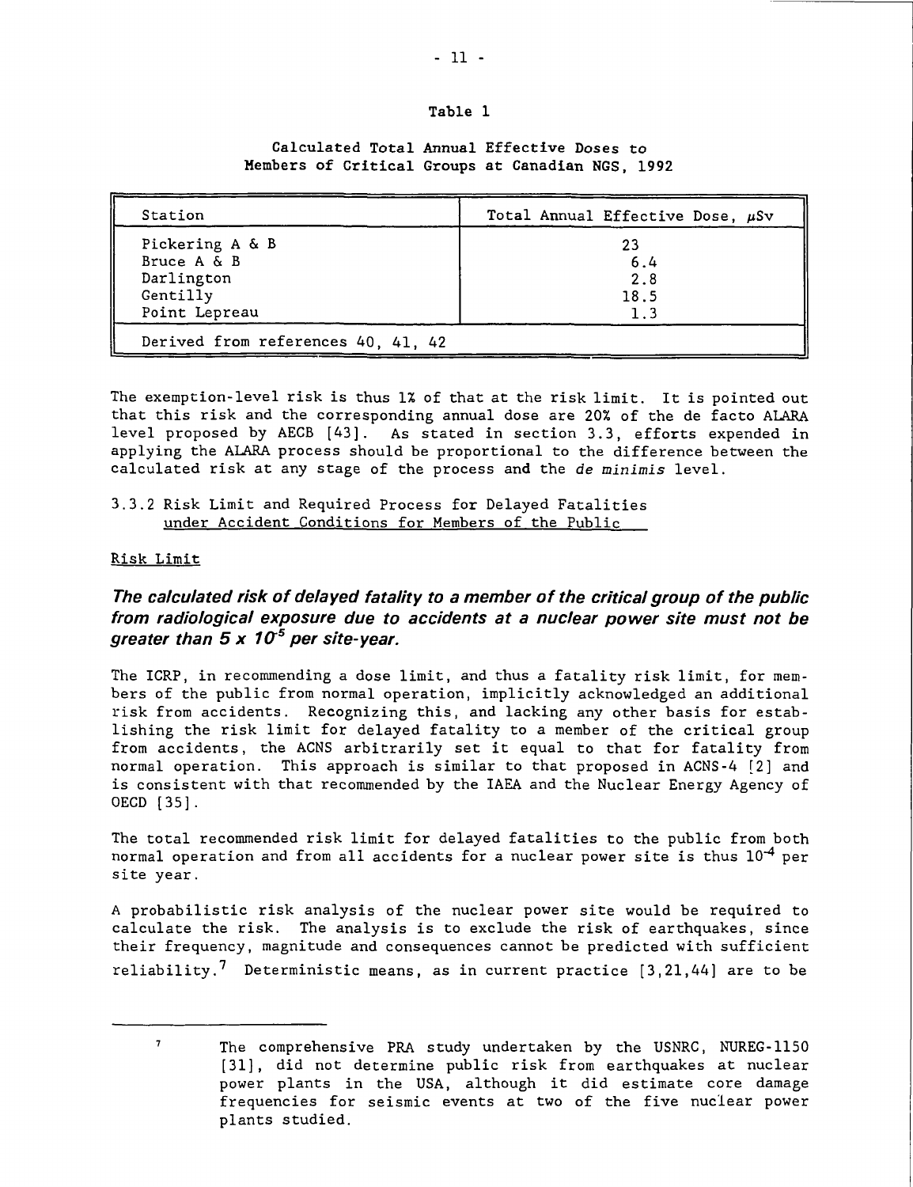Table 1

Calculated Total Annual Effective Doses to Members of Critical Groups at Canadian NGS, 1992

| Station | Total Annual Effective Dose, $\mu$Sv |
|---|---|
| Pickering A & B | 23 |
| Bruce A & B | 6.4 |
| Darlington | 2.8 |
| Gentilly | 18.5 |
| Point Lepreau | 1.3 |
| Derived from references 40, 41, 42 | |

The exemption-level risk is thus 1% of that at the risk limit. It is pointed out that this risk and the corresponding annual dose are 20% of the de facto ALARA level proposed by AECB [43]. As stated in section 3.3, efforts expended in applying the ALARA process should be proportional to the difference between the calculated risk at any stage of the process and the *de minimis* level.

3.3.2 Risk Limit and Required Process for Delayed Fatalities under Accident Conditions for Members of the Public

Risk Limit

***The calculated risk of delayed fatality to a member of the critical group of the public from radiological exposure due to accidents at a nuclear power site must not be greater than 5 x $10^{-5}$ per site-year.***

The ICRP, in recommending a dose limit, and thus a fatality risk limit, for members of the public from normal operation, implicitly acknowledged an additional risk from accidents. Recognizing this, and lacking any other basis for establishing the risk limit for delayed fatality to a member of the critical group from accidents, the ACNS arbitrarily set it equal to that for fatality from normal operation. This approach is similar to that proposed in ACNS-4 [2] and is consistent with that recommended by the IAEA and the Nuclear Energy Agency of OECD [35].

The total recommended risk limit for delayed fatalities to the public from both normal operation and from all accidents for a nuclear power site is thus $10^{-4}$ per site year.

A probabilistic risk analysis of the nuclear power site would be required to calculate the risk. The analysis is to exclude the risk of earthquakes, since their frequency, magnitude and consequences cannot be predicted with sufficient reliability.[7] Deterministic means, as in current practice [3,21,44] are to be

[7] The comprehensive PRA study undertaken by the USNRC, NUREG-1150 [31], did not determine public risk from earthquakes at nuclear power plants in the USA, although it did estimate core damage frequencies for seismic events at two of the five nuclear power plants studied.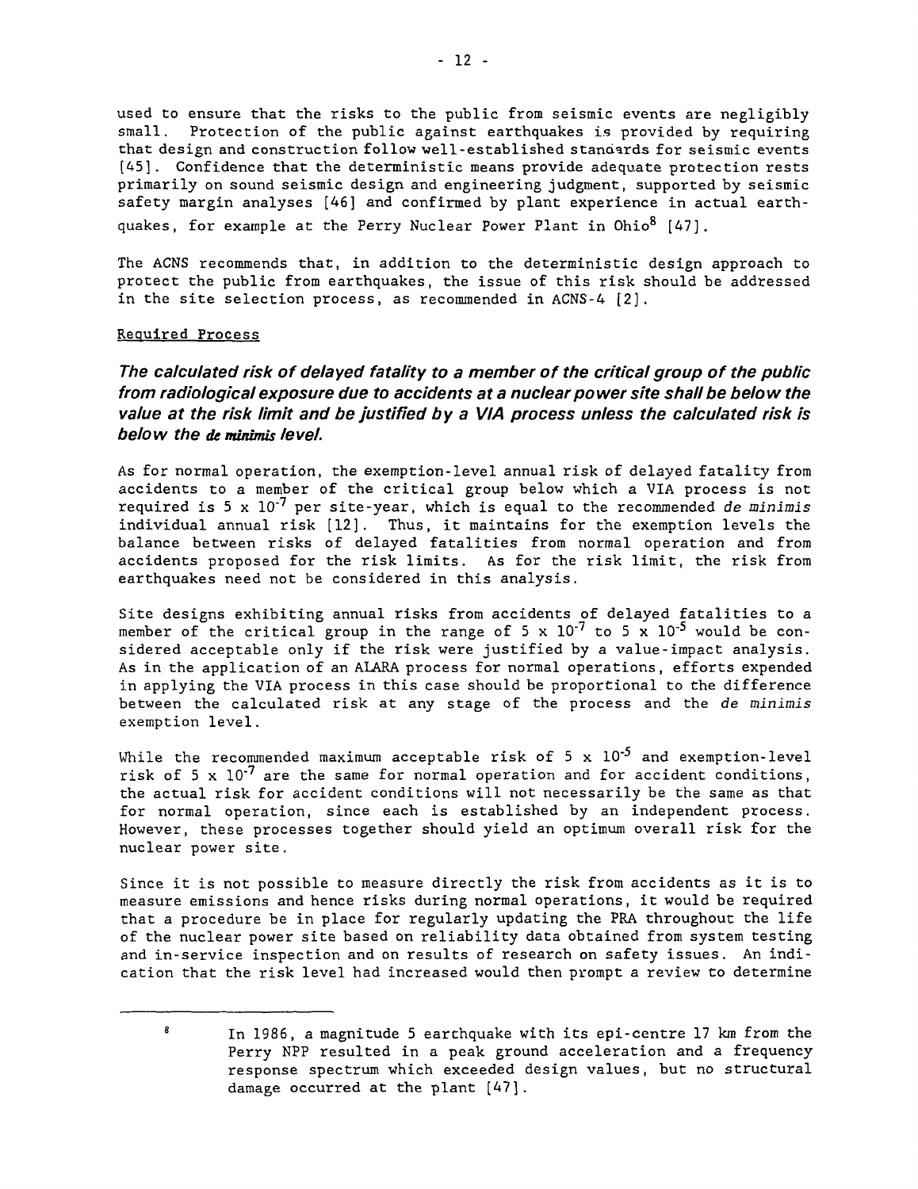used to ensure that the risks to the public from seismic events are negligibly small. Protection of the public against earthquakes is provided by requiring that design and construction follow well-established standards for seismic events [45]. Confidence that the deterministic means provide adequate protection rests primarily on sound seismic design and engineering judgment, supported by seismic safety margin analyses [46] and confirmed by plant experience in actual earthquakes, for example at the Perry Nuclear Power Plant in Ohio[8] [47].

The ACNS recommends that, in addition to the deterministic design approach to protect the public from earthquakes, the issue of this risk should be addressed in the site selection process, as recommended in ACNS-4 [2].

Required Process

***The calculated risk of delayed fatality to a member of the critical group of the public from radiological exposure due to accidents at a nuclear power site shall be below the value at the risk limit and be justified by a VIA process unless the calculated risk is below the de minimis level.***

As for normal operation, the exemption-level annual risk of delayed fatality from accidents to a member of the critical group below which a VIA process is not required is $5 \times 10^{-7}$ per site-year, which is equal to the recommended *de minimis* individual annual risk [12]. Thus, it maintains for the exemption levels the balance between risks of delayed fatalities from normal operation and from accidents proposed for the risk limits. As for the risk limit, the risk from earthquakes need not be considered in this analysis.

Site designs exhibiting annual risks from accidents of delayed fatalities to a member of the critical group in the range of $5 \times 10^{-7}$ to $5 \times 10^{-5}$ would be considered acceptable only if the risk were justified by a value-impact analysis. As in the application of an ALARA process for normal operations, efforts expended in applying the VIA process in this case should be proportional to the difference between the calculated risk at any stage of the process and the *de minimis* exemption level.

While the recommended maximum acceptable risk of $5 \times 10^{-5}$ and exemption-level risk of $5 \times 10^{-7}$ are the same for normal operation and for accident conditions, the actual risk for accident conditions will not necessarily be the same as that for normal operation, since each is established by an independent process. However, these processes together should yield an optimum overall risk for the nuclear power site.

Since it is not possible to measure directly the risk from accidents as it is to measure emissions and hence risks during normal operations, it would be required that a procedure be in place for regularly updating the PRA throughout the life of the nuclear power site based on reliability data obtained from system testing and in-service inspection and on results of research on safety issues. An indication that the risk level had increased would then prompt a review to determine

---

[8] In 1986, a magnitude 5 earthquake with its epi-centre 17 km from the Perry NPP resulted in a peak ground acceleration and a frequency response spectrum which exceeded design values, but no structural damage occurred at the plant [47].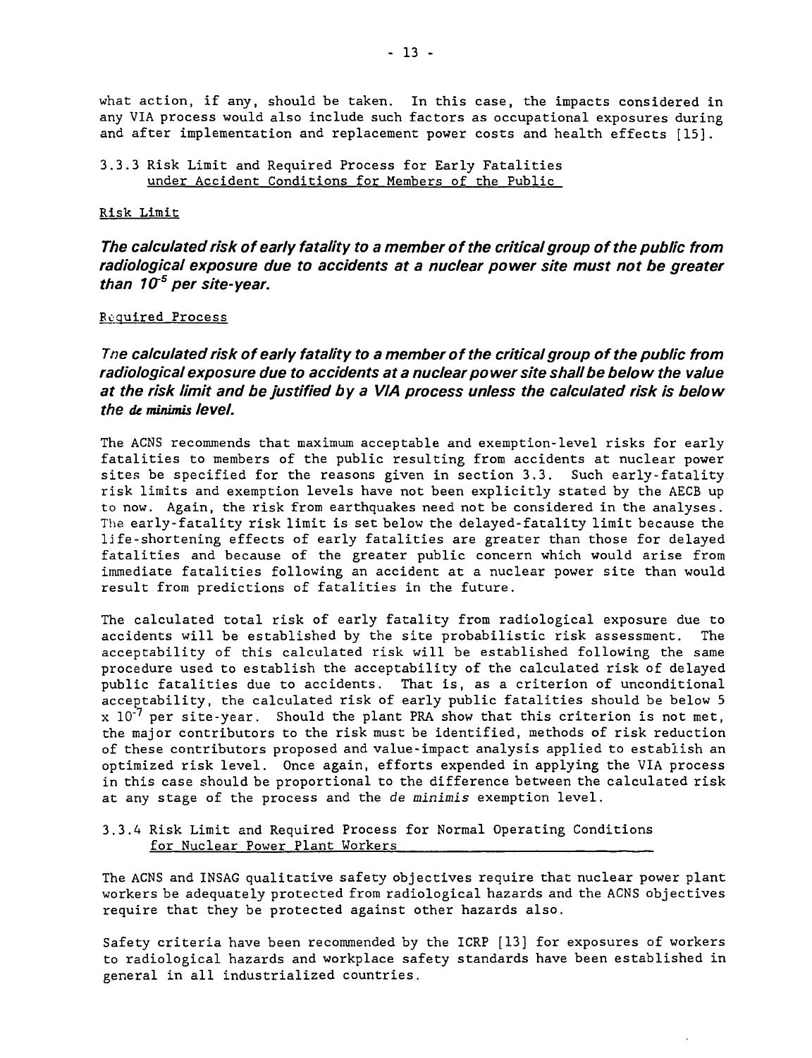what action, if any, should be taken. In this case, the impacts considered in any VIA process would also include such factors as occupational exposures during and after implementation and replacement power costs and health effects [15].

### 3.3.3 Risk Limit and Required Process for Early Fatalities under Accident Conditions for Members of the Public

Risk Limit

***The calculated risk of early fatality to a member of the critical group of the public from radiological exposure due to accidents at a nuclear power site must not be greater than $10^{-5}$ per site-year.***

Required Process

***The calculated risk of early fatality to a member of the critical group of the public from radiological exposure due to accidents at a nuclear power site shall be below the value at the risk limit and be justified by a VIA process unless the calculated risk is below the de minimis level.***

The ACNS recommends that maximum acceptable and exemption-level risks for early fatalities to members of the public resulting from accidents at nuclear power sites be specified for the reasons given in section 3.3. Such early-fatality risk limits and exemption levels have not been explicitly stated by the AECB up to now. Again, the risk from earthquakes need not be considered in the analyses. The early-fatality risk limit is set below the delayed-fatality limit because the life-shortening effects of early fatalities are greater than those for delayed fatalities and because of the greater public concern which would arise from immediate fatalities following an accident at a nuclear power site than would result from predictions of fatalities in the future.

The calculated total risk of early fatality from radiological exposure due to accidents will be established by the site probabilistic risk assessment. The acceptability of this calculated risk will be established following the same procedure used to establish the acceptability of the calculated risk of delayed public fatalities due to accidents. That is, as a criterion of unconditional acceptability, the calculated risk of early public fatalities should be below $5 \times 10^{-7}$ per site-year. Should the plant PRA show that this criterion is not met, the major contributors to the risk must be identified, methods of risk reduction of these contributors proposed and value-impact analysis applied to establish an optimized risk level. Once again, efforts expended in applying the VIA process in this case should be proportional to the difference between the calculated risk at any stage of the process and the *de minimis* exemption level.

### 3.3.4 Risk Limit and Required Process for Normal Operating Conditions for Nuclear Power Plant Workers

The ACNS and INSAG qualitative safety objectives require that nuclear power plant workers be adequately protected from radiological hazards and the ACNS objectives require that they be protected against other hazards also.

Safety criteria have been recommended by the ICRP [13] for exposures of workers to radiological hazards and workplace safety standards have been established in general in all industrialized countries.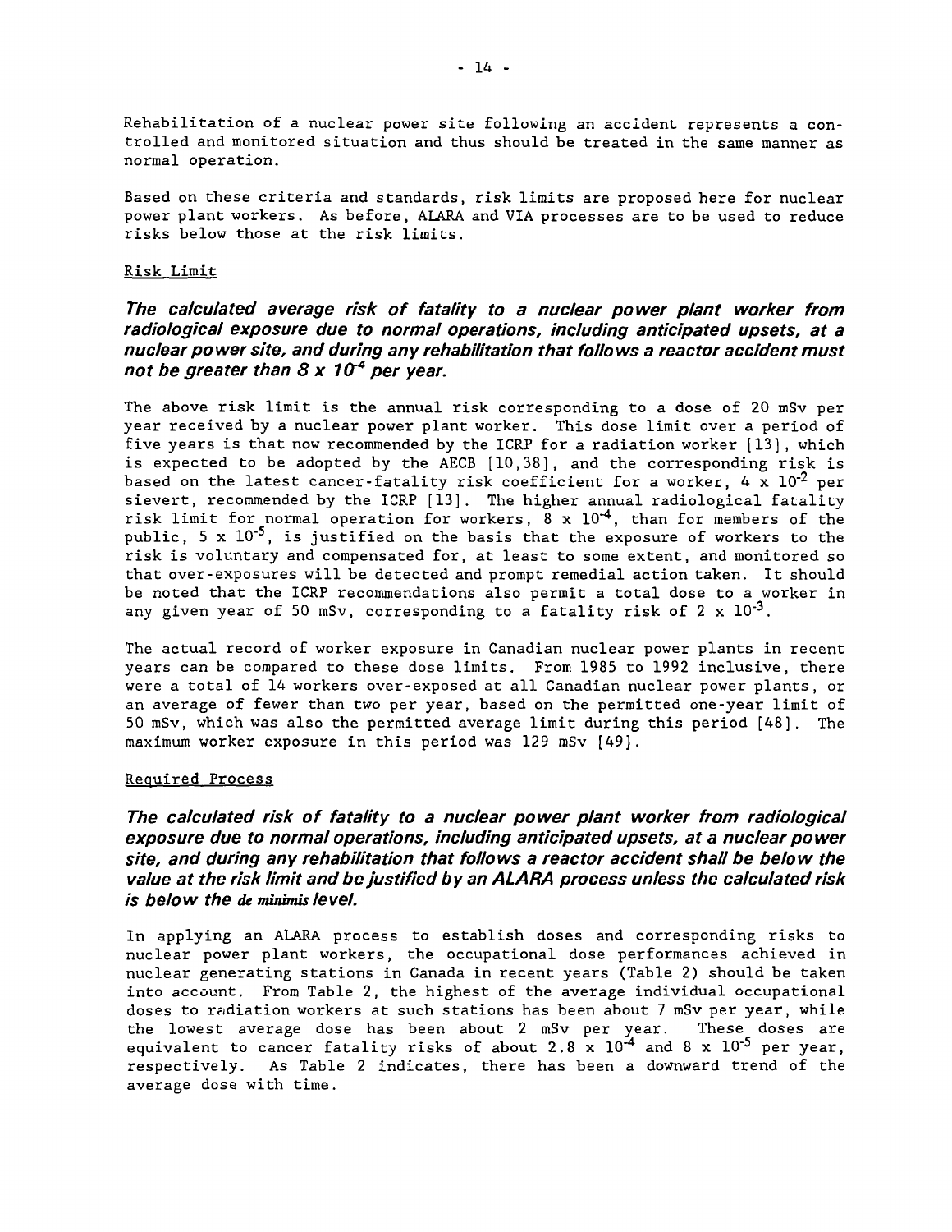Rehabilitation of a nuclear power site following an accident represents a controlled and monitored situation and thus should be treated in the same manner as normal operation.

Based on these criteria and standards, risk limits are proposed here for nuclear power plant workers. As before, ALARA and VIA processes are to be used to reduce risks below those at the risk limits.

Risk Limit

***The calculated average risk of fatality to a nuclear power plant worker from radiological exposure due to normal operations, including anticipated upsets, at a nuclear power site, and during any rehabilitation that follows a reactor accident must not be greater than $8 \times 10^{-4}$ per year.***

The above risk limit is the annual risk corresponding to a dose of 20 mSv per year received by a nuclear power plant worker. This dose limit over a period of five years is that now recommended by the ICRP for a radiation worker [13], which is expected to be adopted by the AECB [10,38], and the corresponding risk is based on the latest cancer-fatality risk coefficient for a worker, $4 \times 10^{-2}$ per sievert, recommended by the ICRP [13]. The higher annual radiological fatality risk limit for normal operation for workers, $8 \times 10^{-4}$, than for members of the public, $5 \times 10^{-5}$, is justified on the basis that the exposure of workers to the risk is voluntary and compensated for, at least to some extent, and monitored so that over-exposures will be detected and prompt remedial action taken. It should be noted that the ICRP recommendations also permit a total dose to a worker in any given year of 50 mSv, corresponding to a fatality risk of $2 \times 10^{-3}$.

The actual record of worker exposure in Canadian nuclear power plants in recent years can be compared to these dose limits. From 1985 to 1992 inclusive, there were a total of 14 workers over-exposed at all Canadian nuclear power plants, or an average of fewer than two per year, based on the permitted one-year limit of 50 mSv, which was also the permitted average limit during this period [48]. The maximum worker exposure in this period was 129 mSv [49].

Required Process

***The calculated risk of fatality to a nuclear power plant worker from radiological exposure due to normal operations, including anticipated upsets, at a nuclear power site, and during any rehabilitation that follows a reactor accident shall be below the value at the risk limit and be justified by an ALARA process unless the calculated risk is below the de minimis level.***

In applying an ALARA process to establish doses and corresponding risks to nuclear power plant workers, the occupational dose performances achieved in nuclear generating stations in Canada in recent years (Table 2) should be taken into account. From Table 2, the highest of the average individual occupational doses to radiation workers at such stations has been about 7 mSv per year, while the lowest average dose has been about 2 mSv per year. These doses are equivalent to cancer fatality risks of about $2.8 \times 10^{-4}$ and $8 \times 10^{-5}$ per year, respectively. As Table 2 indicates, there has been a downward trend of the average dose with time.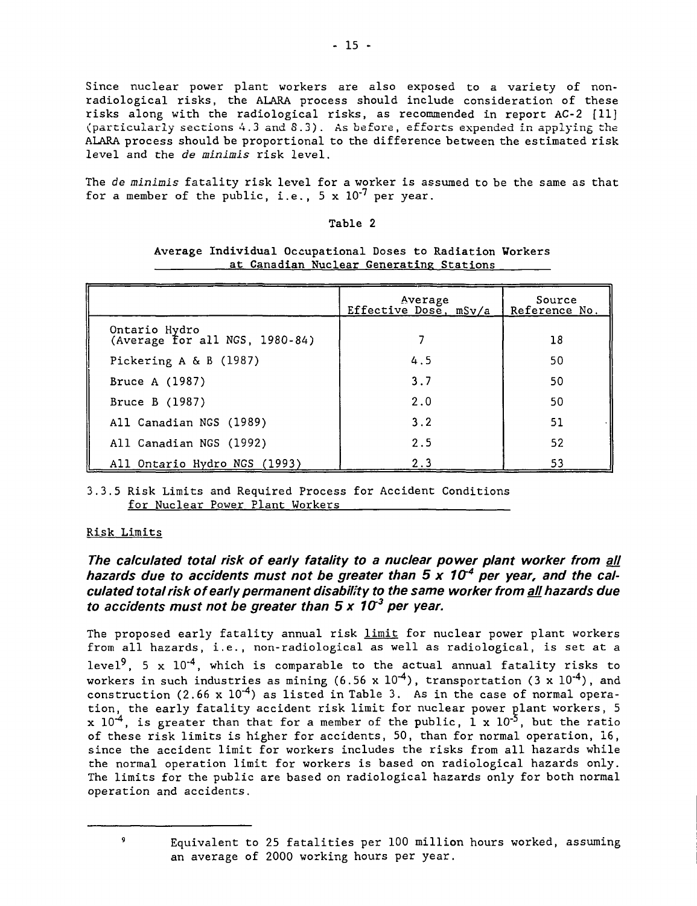Since nuclear power plant workers are also exposed to a variety of non-radiological risks, the ALARA process should include consideration of these risks along with the radiological risks, as recommended in report AC-2 [11] (particularly sections 4.3 and 8.3). As before, efforts expended in applying the ALARA process should be proportional to the difference between the estimated risk level and the *de minimis* risk level.

The *de minimis* fatality risk level for a worker is assumed to be the same as that for a member of the public, i.e., $5 \times 10^{-7}$ per year.

**Table 2**

**Average Individual Occupational Doses to Radiation Workers at Canadian Nuclear Generating Stations**

| | Average Effective Dose, mSv/a | Source Reference No. |
|---|---|---|
| Ontario Hydro (Average for all NGS, 1980-84) | 7 | 18 |
| Pickering A & B (1987) | 4.5 | 50 |
| Bruce A (1987) | 3.7 | 50 |
| Bruce B (1987) | 2.0 | 50 |
| All Canadian NGS (1989) | 3.2 | 51 |
| All Canadian NGS (1992) | 2.5 | 52 |
| All Ontario Hydro NGS (1993) | 2.3 | 53 |

### 3.3.5 Risk Limits and Required Process for Accident Conditions for Nuclear Power Plant Workers

#### Risk Limits

***The calculated total risk of early fatality to a nuclear power plant worker from all hazards due to accidents must not be greater than $5 \times 10^{-4}$ per year, and the calculated total risk of early permanent disability to the same worker from all hazards due to accidents must not be greater than $5 \times 10^{-3}$ per year.***

The proposed early fatality annual risk limit for nuclear power plant workers from all hazards, i.e., non-radiological as well as radiological, is set at a level[9], $5 \times 10^{-4}$, which is comparable to the actual annual fatality risks to workers in such industries as mining ($6.56 \times 10^{-4}$), transportation ($3 \times 10^{-4}$), and construction ($2.66 \times 10^{-4}$) as listed in Table 3. As in the case of normal operation, the early fatality accident risk limit for nuclear power plant workers, $5 \times 10^{-4}$, is greater than that for a member of the public, $1 \times 10^{-5}$, but the ratio of these risk limits is higher for accidents, 50, than for normal operation, 16, since the accident limit for workers includes the risks from all hazards while the normal operation limit for workers is based on radiological hazards only. The limits for the public are based on radiological hazards only for both normal operation and accidents.

---

[9] Equivalent to 25 fatalities per 100 million hours worked, assuming an average of 2000 working hours per year.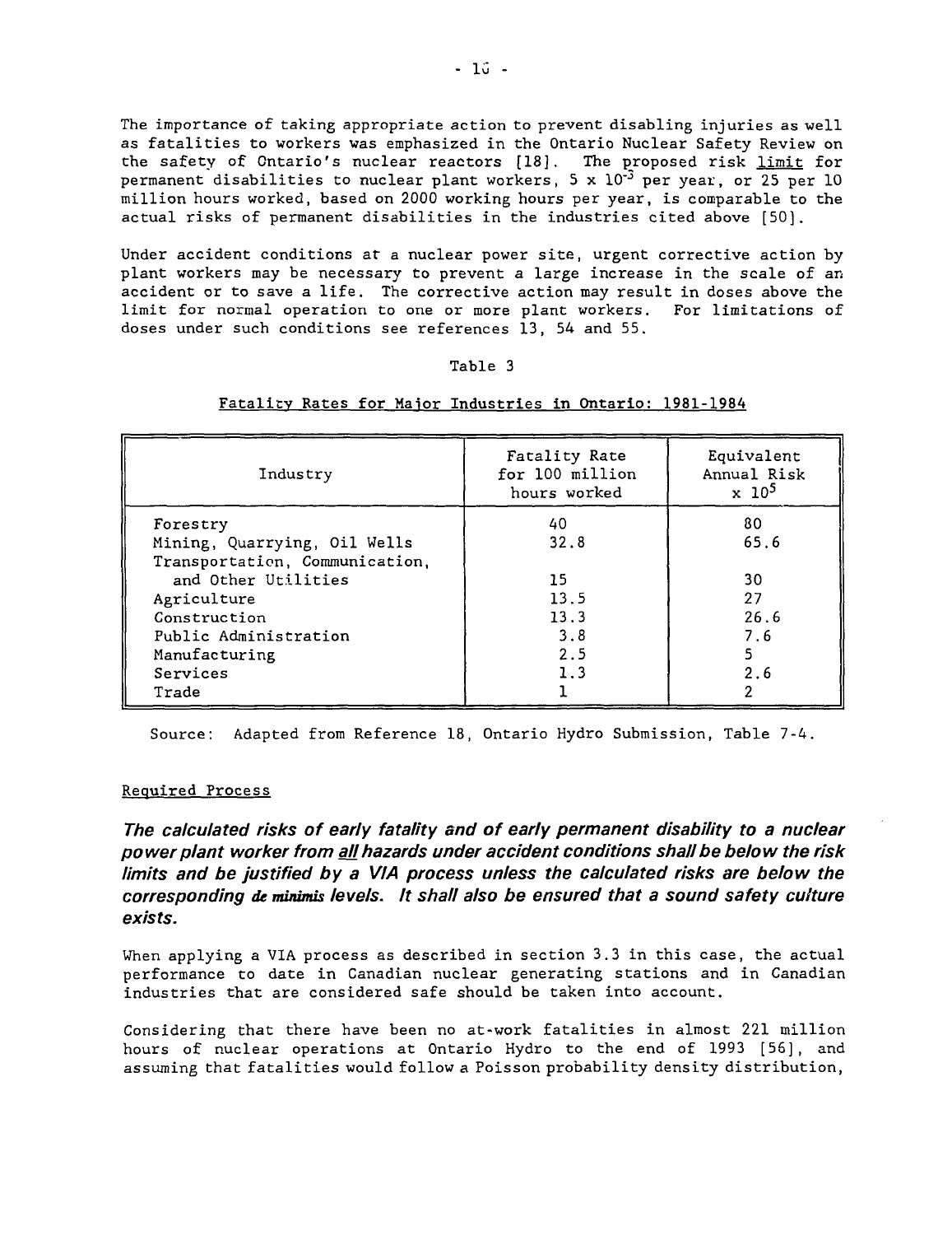The importance of taking appropriate action to prevent disabling injuries as well as fatalities to workers was emphasized in the Ontario Nuclear Safety Review on the safety of Ontario's nuclear reactors [18]. The proposed risk <u>limit</u> for permanent disabilities to nuclear plant workers, $5 \times 10^{-3}$ per year, or 25 per 10 million hours worked, based on 2000 working hours per year, is comparable to the actual risks of permanent disabilities in the industries cited above [50].

Under accident conditions at a nuclear power site, urgent corrective action by plant workers may be necessary to prevent a large increase in the scale of an accident or to save a life. The corrective action may result in doses above the limit for normal operation to one or more plant workers. For limitations of doses under such conditions see references 13, 54 and 55.

Table 3

Fatality Rates for Major Industries in Ontario: 1981-1984

| Industry | Fatality Rate for 100 million hours worked | Equivalent Annual Risk $\times 10^5$ |
|---|---|---|
| Forestry | 40 | 80 |
| Mining, Quarrying, Oil Wells | 32.8 | 65.6 |
| Transportation, Communication, and Other Utilities | 15 | 30 |
| Agriculture | 13.5 | 27 |
| Construction | 13.3 | 26.6 |
| Public Administration | 3.8 | 7.6 |
| Manufacturing | 2.5 | 5 |
| Services | 1.3 | 2.6 |
| Trade | 1 | 2 |

Source: Adapted from Reference 18, Ontario Hydro Submission, Table 7-4.

### Required Process

***The calculated risks of early fatality and of early permanent disability to a nuclear power plant worker from <u>all</u> hazards under accident conditions shall be below the risk limits and be justified by a VIA process unless the calculated risks are below the corresponding de minimis levels. It shall also be ensured that a sound safety culture exists.***

When applying a VIA process as described in section 3.3 in this case, the actual performance to date in Canadian nuclear generating stations and in Canadian industries that are considered safe should be taken into account.

Considering that there have been no at-work fatalities in almost 221 million hours of nuclear operations at Ontario Hydro to the end of 1993 [56], and assuming that fatalities would follow a Poisson probability density distribution,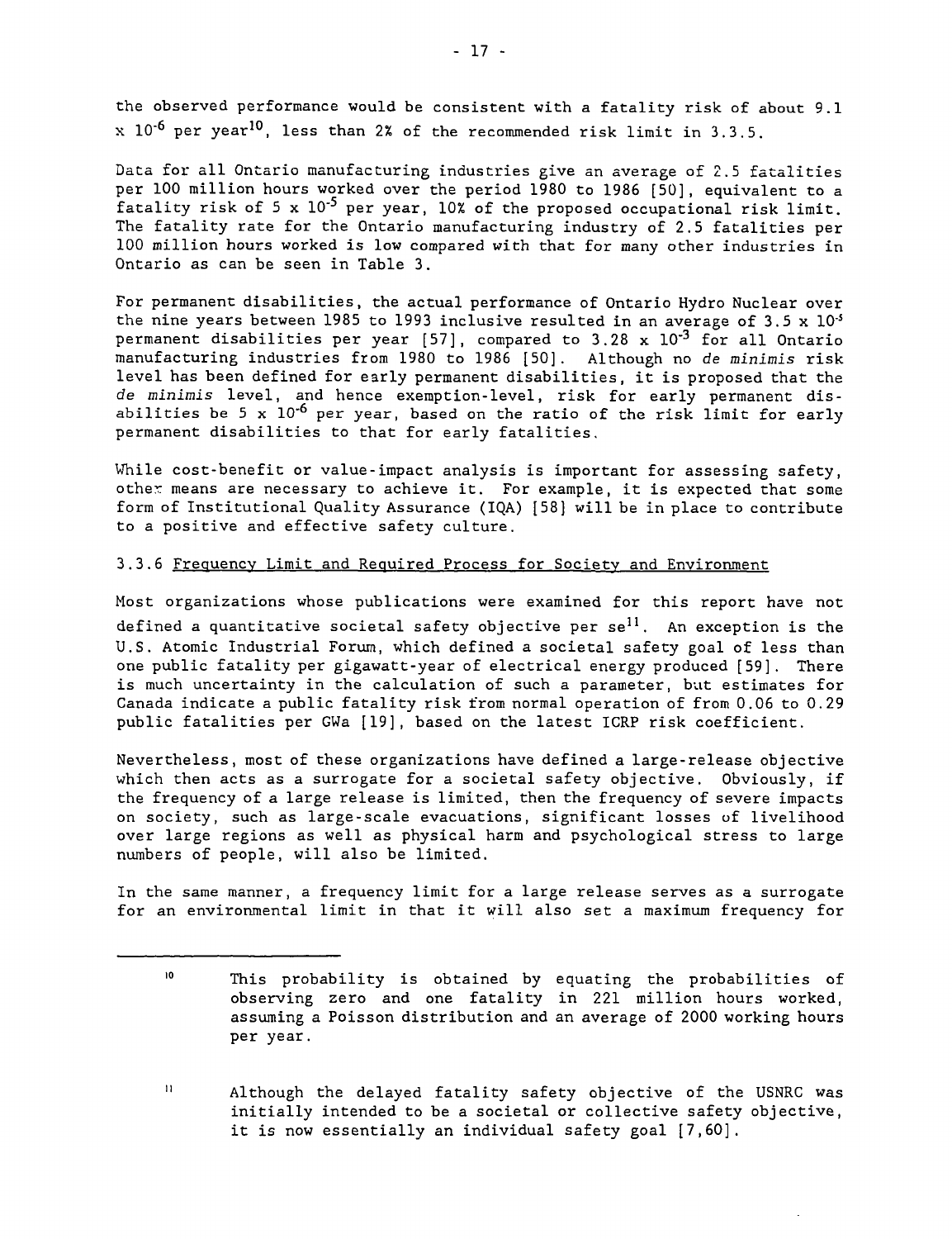the observed performance would be consistent with a fatality risk of about $9.1 \times 10^{-6}$ per year[10], less than 2% of the recommended risk limit in 3.3.5.

Data for all Ontario manufacturing industries give an average of 2.5 fatalities per 100 million hours worked over the period 1980 to 1986 [50], equivalent to a fatality risk of $5 \times 10^{-5}$ per year, 10% of the proposed occupational risk limit. The fatality rate for the Ontario manufacturing industry of 2.5 fatalities per 100 million hours worked is low compared with that for many other industries in Ontario as can be seen in Table 3.

For permanent disabilities, the actual performance of Ontario Hydro Nuclear over the nine years between 1985 to 1993 inclusive resulted in an average of $3.5 \times 10^{-5}$ permanent disabilities per year [57], compared to $3.28 \times 10^{-3}$ for all Ontario manufacturing industries from 1980 to 1986 [50]. Although no *de minimis* risk level has been defined for early permanent disabilities, it is proposed that the *de minimis* level, and hence exemption-level, risk for early permanent disabilities be $5 \times 10^{-6}$ per year, based on the ratio of the risk limit for early permanent disabilities to that for early fatalities.

While cost-benefit or value-impact analysis is important for assessing safety, other means are necessary to achieve it. For example, it is expected that some form of Institutional Quality Assurance (IQA) [58] will be in place to contribute to a positive and effective safety culture.

### 3.3.6 Frequency Limit and Required Process for Society and Environment

Most organizations whose publications were examined for this report have not defined a quantitative societal safety objective per se[11]. An exception is the U.S. Atomic Industrial Forum, which defined a societal safety goal of less than one public fatality per gigawatt-year of electrical energy produced [59]. There is much uncertainty in the calculation of such a parameter, but estimates for Canada indicate a public fatality risk from normal operation of from 0.06 to 0.29 public fatalities per GWa [19], based on the latest ICRP risk coefficient.

Nevertheless, most of these organizations have defined a large-release objective which then acts as a surrogate for a societal safety objective. Obviously, if the frequency of a large release is limited, then the frequency of severe impacts on society, such as large-scale evacuations, significant losses of livelihood over large regions as well as physical harm and psychological stress to large numbers of people, will also be limited.

In the same manner, a frequency limit for a large release serves as a surrogate for an environmental limit in that it will also set a maximum frequency for

---

[10] This probability is obtained by equating the probabilities of observing zero and one fatality in 221 million hours worked, assuming a Poisson distribution and an average of 2000 working hours per year.

[11] Although the delayed fatality safety objective of the USNRC was initially intended to be a societal or collective safety objective, it is now essentially an individual safety goal [7,60].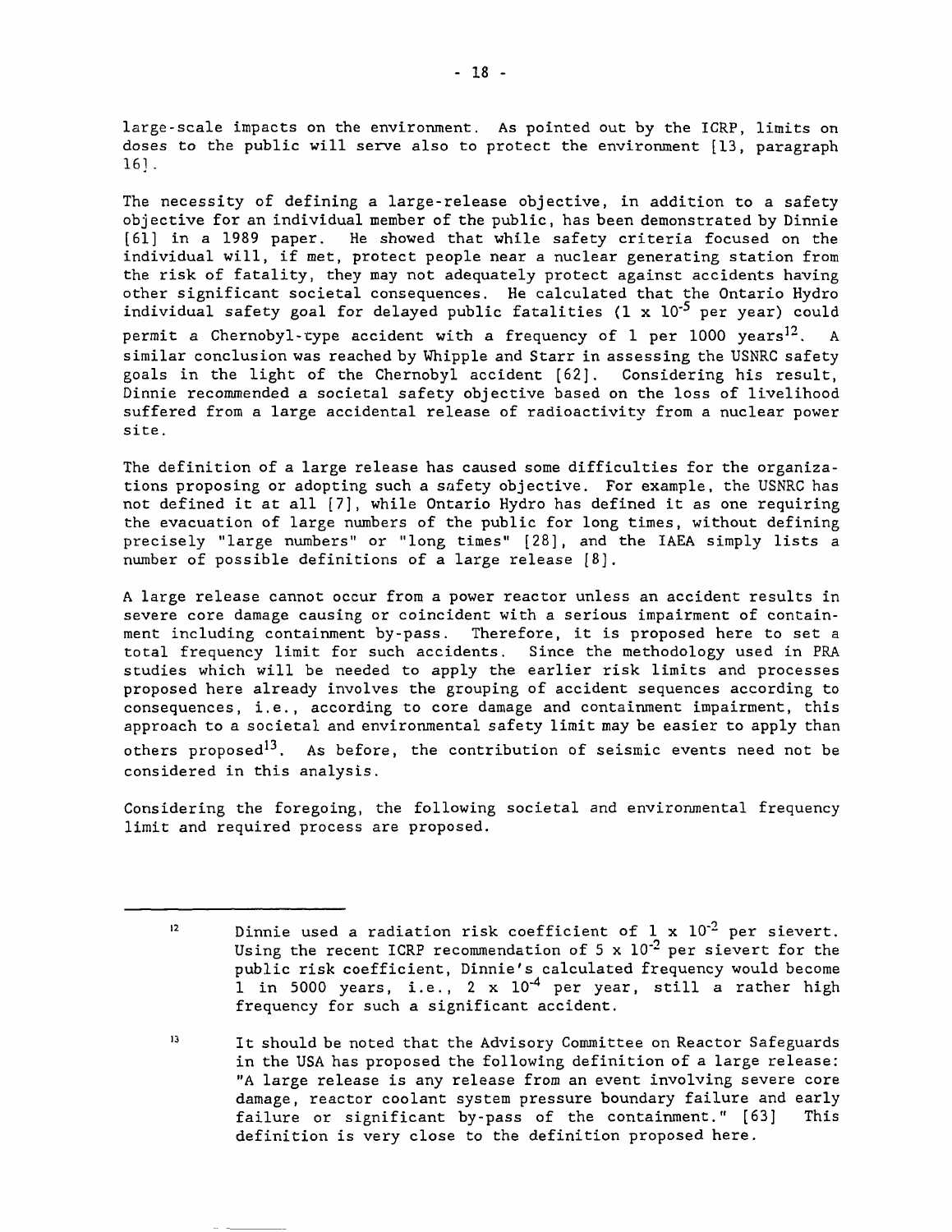large-scale impacts on the environment. As pointed out by the ICRP, limits on doses to the public will serve also to protect the environment [13, paragraph 16].

The necessity of defining a large-release objective, in addition to a safety objective for an individual member of the public, has been demonstrated by Dinnie [61] in a 1989 paper. He showed that while safety criteria focused on the individual will, if met, protect people near a nuclear generating station from the risk of fatality, they may not adequately protect against accidents having other significant societal consequences. He calculated that the Ontario Hydro individual safety goal for delayed public fatalities ($1 \times 10^{-5}$ per year) could permit a Chernobyl-type accident with a frequency of 1 per 1000 years[12]. A similar conclusion was reached by Whipple and Starr in assessing the USNRC safety goals in the light of the Chernobyl accident [62]. Considering his result, Dinnie recommended a societal safety objective based on the loss of livelihood suffered from a large accidental release of radioactivity from a nuclear power site.

The definition of a large release has caused some difficulties for the organizations proposing or adopting such a safety objective. For example, the USNRC has not defined it at all [7], while Ontario Hydro has defined it as one requiring the evacuation of large numbers of the public for long times, without defining precisely "large numbers" or "long times" [28], and the IAEA simply lists a number of possible definitions of a large release [8].

A large release cannot occur from a power reactor unless an accident results in severe core damage causing or coincident with a serious impairment of containment including containment by-pass. Therefore, it is proposed here to set a total frequency limit for such accidents. Since the methodology used in PRA studies which will be needed to apply the earlier risk limits and processes proposed here already involves the grouping of accident sequences according to consequences, i.e., according to core damage and containment impairment, this approach to a societal and environmental safety limit may be easier to apply than others proposed[13]. As before, the contribution of seismic events need not be considered in this analysis.

Considering the foregoing, the following societal and environmental frequency limit and required process are proposed.

---

[12] Dinnie used a radiation risk coefficient of $1 \times 10^{-2}$ per sievert. Using the recent ICRP recommendation of $5 \times 10^{-2}$ per sievert for the public risk coefficient, Dinnie's calculated frequency would become 1 in 5000 years, i.e., $2 \times 10^{-4}$ per year, still a rather high frequency for such a significant accident.

[13] It should be noted that the Advisory Committee on Reactor Safeguards in the USA has proposed the following definition of a large release: "A large release is any release from an event involving severe core damage, reactor coolant system pressure boundary failure and early failure or significant by-pass of the containment." [63] This definition is very close to the definition proposed here.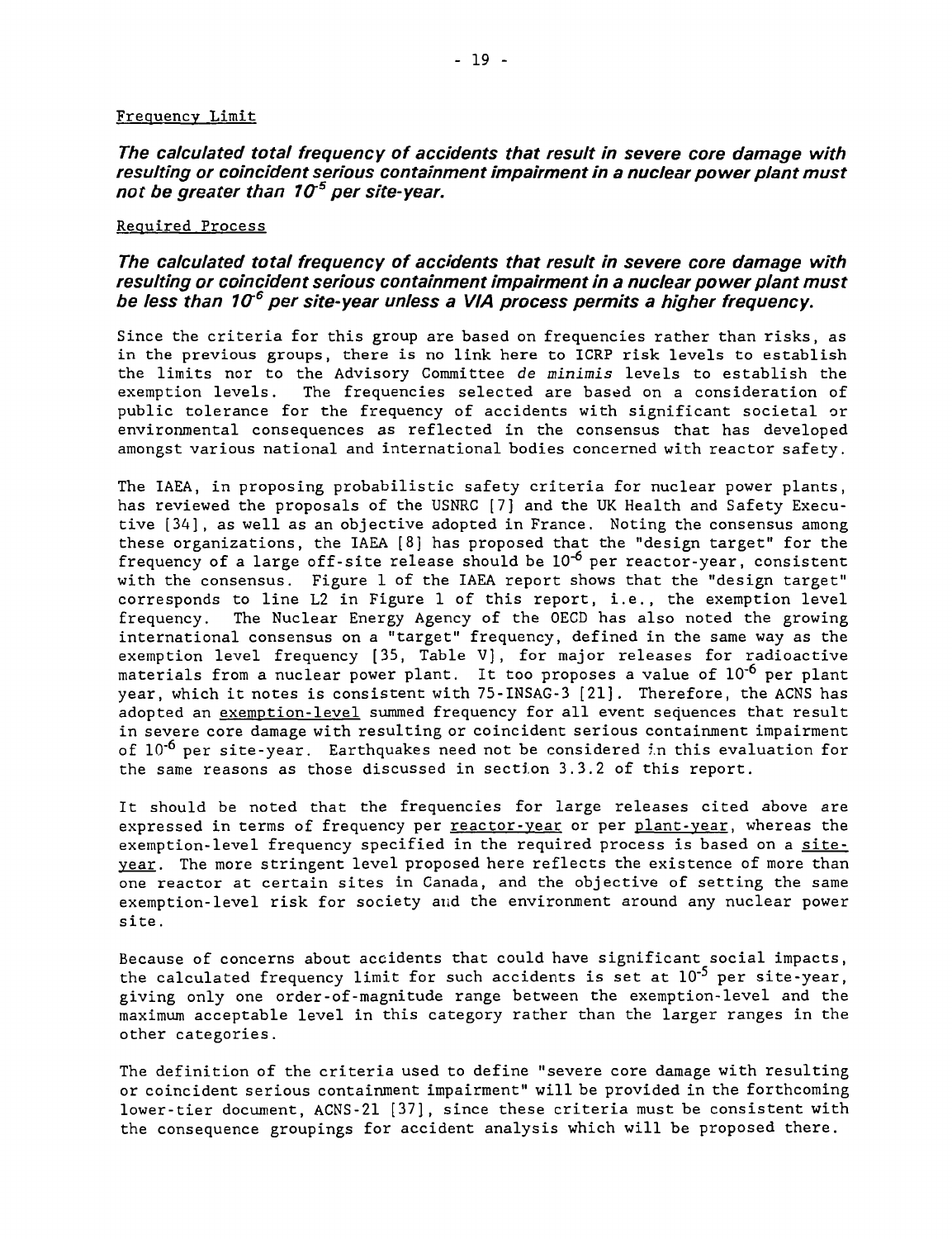Frequency Limit

***The calculated total frequency of accidents that result in severe core damage with resulting or coincident serious containment impairment in a nuclear power plant must not be greater than $10^{-5}$ per site-year.***

Required Process

***The calculated total frequency of accidents that result in severe core damage with resulting or coincident serious containment impairment in a nuclear power plant must be less than $10^{-6}$ per site-year unless a VIA process permits a higher frequency.***

Since the criteria for this group are based on frequencies rather than risks, as in the previous groups, there is no link here to ICRP risk levels to establish the limits nor to the Advisory Committee *de minimis* levels to establish the exemption levels. The frequencies selected are based on a consideration of public tolerance for the frequency of accidents with significant societal or environmental consequences as reflected in the consensus that has developed amongst various national and international bodies concerned with reactor safety.

The IAEA, in proposing probabilistic safety criteria for nuclear power plants, has reviewed the proposals of the USNRC [7] and the UK Health and Safety Executive [34], as well as an objective adopted in France. Noting the consensus among these organizations, the IAEA [8] has proposed that the "design target" for the frequency of a large off-site release should be $10^{-6}$ per reactor-year, consistent with the consensus. Figure 1 of the IAEA report shows that the "design target" corresponds to line L2 in Figure 1 of this report, i.e., the exemption level frequency. The Nuclear Energy Agency of the OECD has also noted the growing international consensus on a "target" frequency, defined in the same way as the exemption level frequency [35, Table V], for major releases for radioactive materials from a nuclear power plant. It too proposes a value of $10^{-6}$ per plant year, which it notes is consistent with 75-INSAG-3 [21]. Therefore, the ACNS has adopted an exemption-level summed frequency for all event sequences that result in severe core damage with resulting or coincident serious containment impairment of $10^{-6}$ per site-year. Earthquakes need not be considered in this evaluation for the same reasons as those discussed in section 3.3.2 of this report.

It should be noted that the frequencies for large releases cited above are expressed in terms of frequency per reactor-year or per plant-year, whereas the exemption-level frequency specified in the required process is based on a site-year. The more stringent level proposed here reflects the existence of more than one reactor at certain sites in Canada, and the objective of setting the same exemption-level risk for society and the environment around any nuclear power site.

Because of concerns about accidents that could have significant social impacts, the calculated frequency limit for such accidents is set at $10^{-5}$ per site-year, giving only one order-of-magnitude range between the exemption-level and the maximum acceptable level in this category rather than the larger ranges in the other categories.

The definition of the criteria used to define "severe core damage with resulting or coincident serious containment impairment" will be provided in the forthcoming lower-tier document, ACNS-21 [37], since these criteria must be consistent with the consequence groupings for accident analysis which will be proposed there.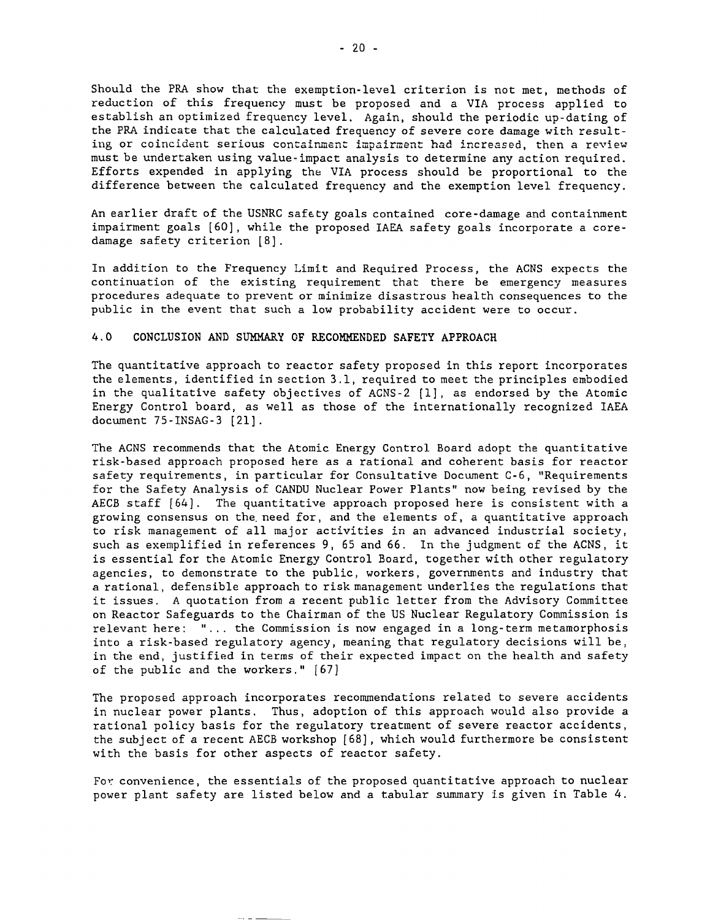Should the PRA show that the exemption-level criterion is not met, methods of reduction of this frequency must be proposed and a VIA process applied to establish an optimized frequency level. Again, should the periodic up-dating of the PRA indicate that the calculated frequency of severe core damage with resulting or coincident serious containment impairment had increased, then a review must be undertaken using value-impact analysis to determine any action required. Efforts expended in applying the VIA process should be proportional to the difference between the calculated frequency and the exemption level frequency.

An earlier draft of the USNRC safety goals contained core-damage and containment impairment goals [60], while the proposed IAEA safety goals incorporate a core-damage safety criterion [8].

In addition to the Frequency Limit and Required Process, the ACNS expects the continuation of the existing requirement that there be emergency measures procedures adequate to prevent or minimize disastrous health consequences to the public in the event that such a low probability accident were to occur.

## 4.0 CONCLUSION AND SUMMARY OF RECOMMENDED SAFETY APPROACH

The quantitative approach to reactor safety proposed in this report incorporates the elements, identified in section 3.1, required to meet the principles embodied in the qualitative safety objectives of ACNS-2 [1], as endorsed by the Atomic Energy Control board, as well as those of the internationally recognized IAEA document 75-INSAG-3 [21].

The ACNS recommends that the Atomic Energy Control Board adopt the quantitative risk-based approach proposed here as a rational and coherent basis for reactor safety requirements, in particular for Consultative Document C-6, "Requirements for the Safety Analysis of CANDU Nuclear Power Plants" now being revised by the AECB staff [64]. The quantitative approach proposed here is consistent with a growing consensus on the need for, and the elements of, a quantitative approach to risk management of all major activities in an advanced industrial society, such as exemplified in references 9, 65 and 66. In the judgment of the ACNS, it is essential for the Atomic Energy Control Board, together with other regulatory agencies, to demonstrate to the public, workers, governments and industry that a rational, defensible approach to risk management underlies the regulations that it issues. A quotation from a recent public letter from the Advisory Committee on Reactor Safeguards to the Chairman of the US Nuclear Regulatory Commission is relevant here: "... the Commission is now engaged in a long-term metamorphosis into a risk-based regulatory agency, meaning that regulatory decisions will be, in the end, justified in terms of their expected impact on the health and safety of the public and the workers." [67]

The proposed approach incorporates recommendations related to severe accidents in nuclear power plants. Thus, adoption of this approach would also provide a rational policy basis for the regulatory treatment of severe reactor accidents, the subject of a recent AECB workshop [68], which would furthermore be consistent with the basis for other aspects of reactor safety.

For convenience, the essentials of the proposed quantitative approach to nuclear power plant safety are listed below and a tabular summary is given in Table 4.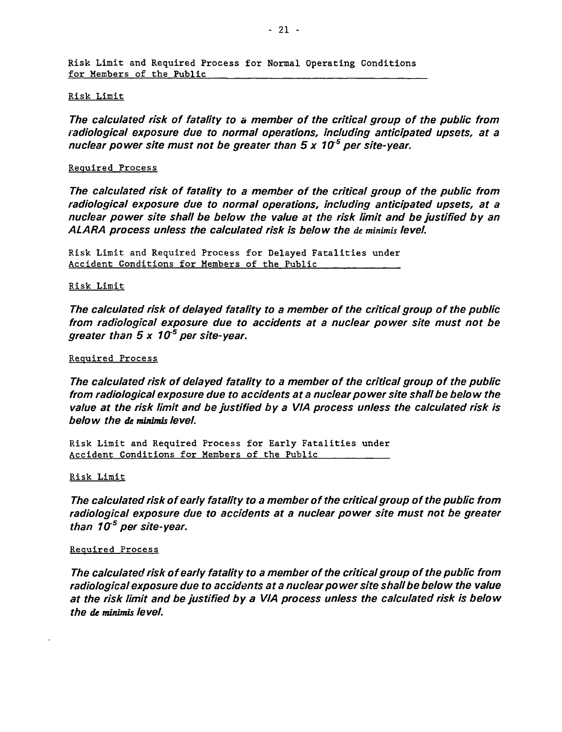Risk Limit and Required Process for Normal Operating Conditions for Members of the Public

Risk Limit

***The calculated risk of fatality to a member of the critical group of the public from radiological exposure due to normal operations, including anticipated upsets, at a nuclear power site must not be greater than 5 x $10^{-5}$ per site-year.***

Required Process

***The calculated risk of fatality to a member of the critical group of the public from radiological exposure due to normal operations, including anticipated upsets, at a nuclear power site shall be below the value at the risk limit and be justified by an ALARA process unless the calculated risk is below the de minimis level.***

Risk Limit and Required Process for Delayed Fatalities under Accident Conditions for Members of the Public

Risk Limit

***The calculated risk of delayed fatality to a member of the critical group of the public from radiological exposure due to accidents at a nuclear power site must not be greater than 5 x $10^{-5}$ per site-year.***

Required Process

***The calculated risk of delayed fatality to a member of the critical group of the public from radiological exposure due to accidents at a nuclear power site shall be below the value at the risk limit and be justified by a VIA process unless the calculated risk is below the de minimis level.***

Risk Limit and Required Process for Early Fatalities under Accident Conditions for Members of the Public

Risk Limit

***The calculated risk of early fatality to a member of the critical group of the public from radiological exposure due to accidents at a nuclear power site must not be greater than $10^{-5}$ per site-year.***

Required Process

***The calculated risk of early fatality to a member of the critical group of the public from radiological exposure due to accidents at a nuclear power site shall be below the value at the risk limit and be justified by a VIA process unless the calculated risk is below the de minimis level.***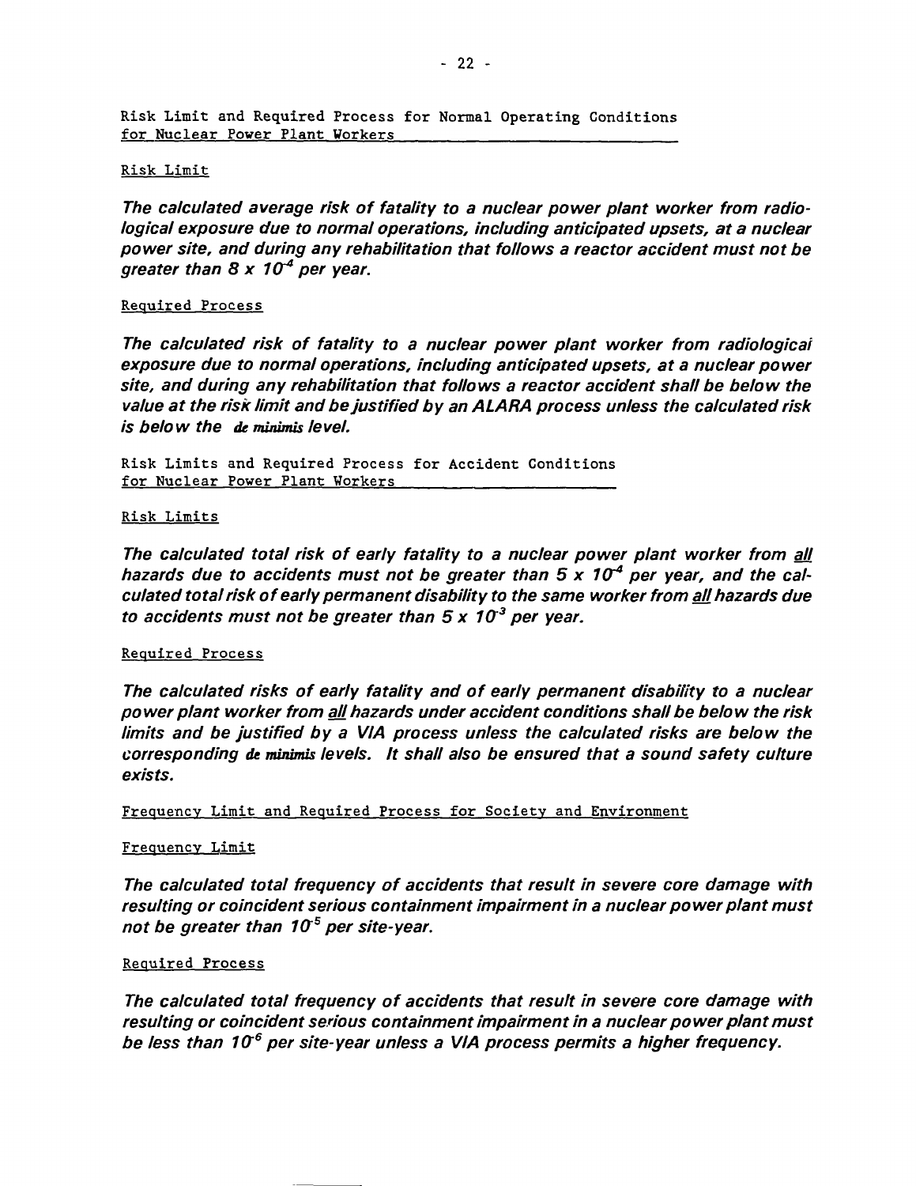Risk Limit and Required Process for Normal Operating Conditions for Nuclear Power Plant Workers

Risk Limit

***The calculated average risk of fatality to a nuclear power plant worker from radiological exposure due to normal operations, including anticipated upsets, at a nuclear power site, and during any rehabilitation that follows a reactor accident must not be greater than $8 \times 10^{-4}$ per year.***

Required Process

***The calculated risk of fatality to a nuclear power plant worker from radiological exposure due to normal operations, including anticipated upsets, at a nuclear power site, and during any rehabilitation that follows a reactor accident shall be below the value at the risk limit and be justified by an ALARA process unless the calculated risk is below the de minimis level.***

Risk Limits and Required Process for Accident Conditions for Nuclear Power Plant Workers

Risk Limits

***The calculated total risk of early fatality to a nuclear power plant worker from all hazards due to accidents must not be greater than $5 \times 10^{-4}$ per year, and the calculated total risk of early permanent disability to the same worker from all hazards due to accidents must not be greater than $5 \times 10^{-3}$ per year.***

Required Process

***The calculated risks of early fatality and of early permanent disability to a nuclear power plant worker from all hazards under accident conditions shall be below the risk limits and be justified by a VIA process unless the calculated risks are below the corresponding de minimis levels. It shall also be ensured that a sound safety culture exists.***

Frequency Limit and Required Process for Society and Environment

Frequency Limit

***The calculated total frequency of accidents that result in severe core damage with resulting or coincident serious containment impairment in a nuclear power plant must not be greater than $10^{-5}$ per site-year.***

Required Process

***The calculated total frequency of accidents that result in severe core damage with resulting or coincident serious containment impairment in a nuclear power plant must be less than $10^{-6}$ per site-year unless a VIA process permits a higher frequency.***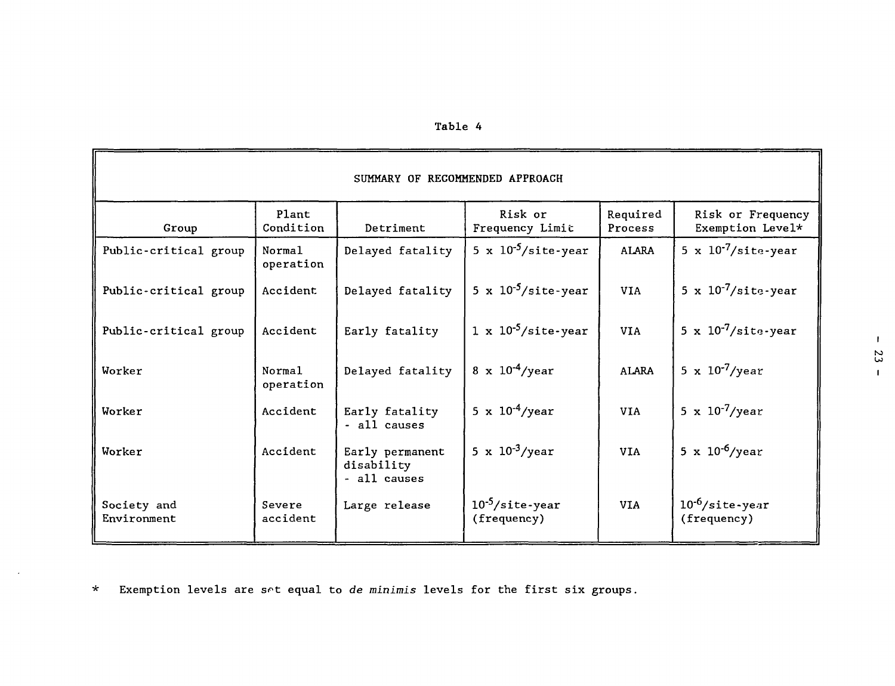Table 4

| SUMMARY OF RECOMMENDED APPROACH | | | | | |
|---|---|---|---|---|---|
| Group | Plant Condition | Detriment | Risk or Frequency Limit | Required Process | Risk or Frequency Exemption Level* |
| Public-critical group | Normal operation | Delayed fatality | $5 \times 10^{-5}$/site-year | ALARA | $5 \times 10^{-7}$/site-year |
| Public-critical group | Accident | Delayed fatality | $5 \times 10^{-5}$/site-year | VIA | $5 \times 10^{-7}$/site-year |
| Public-critical group | Accident | Early fatality | $1 \times 10^{-5}$/site-year | VIA | $5 \times 10^{-7}$/site-year |
| Worker | Normal operation | Delayed fatality | $8 \times 10^{-4}$/year | ALARA | $5 \times 10^{-7}$/year |
| Worker | Accident | Early fatality - all causes | $5 \times 10^{-4}$/year | VIA | $5 \times 10^{-7}$/year |
| Worker | Accident | Early permanent disability - all causes | $5 \times 10^{-3}$/year | VIA | $5 \times 10^{-6}$/year |
| Society and Environment | Severe accident | Large release | $10^{-5}$/site-year (frequency) | VIA | $10^{-6}$/site-year (frequency) |

\* Exemption levels are set equal to *de minimis* levels for the first six groups.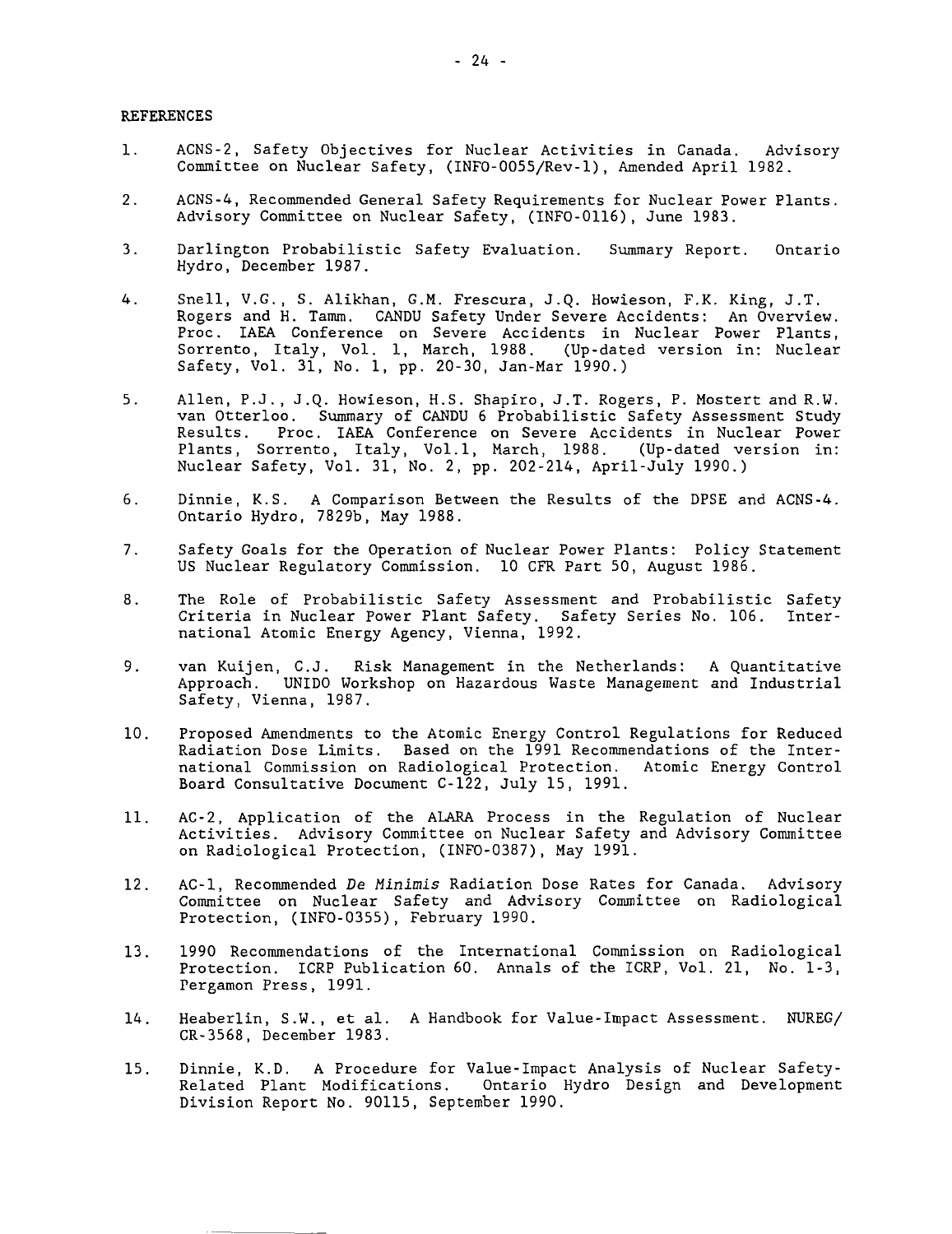## REFERENCES

1. ACNS-2, Safety Objectives for Nuclear Activities in Canada. Advisory Committee on Nuclear Safety, (INFO-0055/Rev-1), Amended April 1982.

2. ACNS-4, Recommended General Safety Requirements for Nuclear Power Plants. Advisory Committee on Nuclear Safety, (INFO-0116), June 1983.

3. Darlington Probabilistic Safety Evaluation. Summary Report. Ontario Hydro, December 1987.

4. Snell, V.G., S. Alikhan, G.M. Frescura, J.Q. Howieson, F.K. King, J.T. Rogers and H. Tamm. CANDU Safety Under Severe Accidents: An Overview. Proc. IAEA Conference on Severe Accidents in Nuclear Power Plants, Sorrento, Italy, Vol. 1, March, 1988. (Up-dated version in: Nuclear Safety, Vol. 31, No. 1, pp. 20-30, Jan-Mar 1990.)

5. Allen, P.J., J.Q. Howieson, H.S. Shapiro, J.T. Rogers, P. Mostert and R.W. van Otterloo. Summary of CANDU 6 Probabilistic Safety Assessment Study Results. Proc. IAEA Conference on Severe Accidents in Nuclear Power Plants, Sorrento, Italy, Vol.1, March, 1988. (Up-dated version in: Nuclear Safety, Vol. 31, No. 2, pp. 202-214, April-July 1990.)

6. Dinnie, K.S. A Comparison Between the Results of the DPSE and ACNS-4. Ontario Hydro, 7829b, May 1988.

7. Safety Goals for the Operation of Nuclear Power Plants: Policy Statement US Nuclear Regulatory Commission. 10 CFR Part 50, August 1986.

8. The Role of Probabilistic Safety Assessment and Probabilistic Safety Criteria in Nuclear Power Plant Safety. Safety Series No. 106. International Atomic Energy Agency, Vienna, 1992.

9. van Kuijen, C.J. Risk Management in the Netherlands: A Quantitative Approach. UNIDO Workshop on Hazardous Waste Management and Industrial Safety, Vienna, 1987.

10. Proposed Amendments to the Atomic Energy Control Regulations for Reduced Radiation Dose Limits. Based on the 1991 Recommendations of the International Commission on Radiological Protection. Atomic Energy Control Board Consultative Document C-122, July 15, 1991.

11. AC-2, Application of the ALARA Process in the Regulation of Nuclear Activities. Advisory Committee on Nuclear Safety and Advisory Committee on Radiological Protection, (INFO-0387), May 1991.

12. AC-1, Recommended *De Minimis* Radiation Dose Rates for Canada. Advisory Committee on Nuclear Safety and Advisory Committee on Radiological Protection, (INFO-0355), February 1990.

13. 1990 Recommendations of the International Commission on Radiological Protection. ICRP Publication 60. Annals of the ICRP, Vol. 21, No. 1-3, Pergamon Press, 1991.

14. Heaberlin, S.W., et al. A Handbook for Value-Impact Assessment. NUREG/CR-3568, December 1983.

15. Dinnie, K.D. A Procedure for Value-Impact Analysis of Nuclear Safety-Related Plant Modifications. Ontario Hydro Design and Development Division Report No. 90115, September 1990.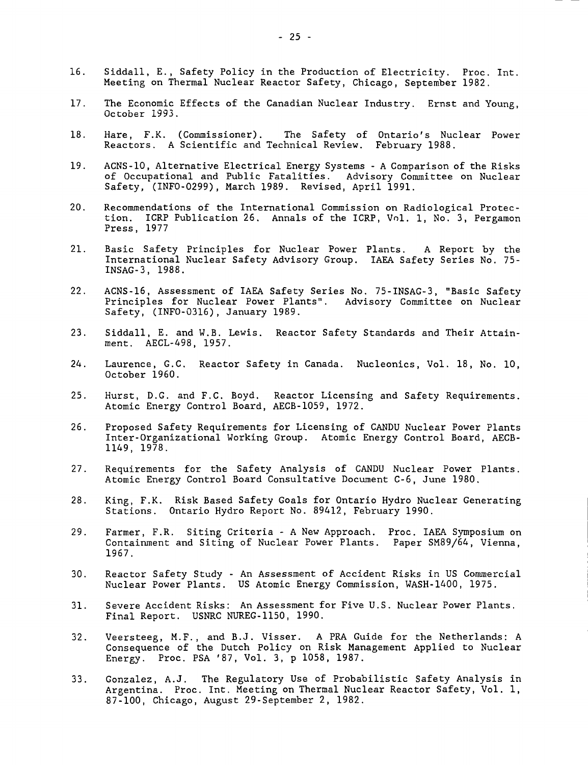16. Siddall, E., Safety Policy in the Production of Electricity. Proc. Int. Meeting on Thermal Nuclear Reactor Safety, Chicago, September 1982.

17. The Economic Effects of the Canadian Nuclear Industry. Ernst and Young, October 1993.

18. Hare, F.K. (Commissioner). The Safety of Ontario's Nuclear Power Reactors. A Scientific and Technical Review. February 1988.

19. ACNS-10, Alternative Electrical Energy Systems - A Comparison of the Risks of Occupational and Public Fatalities. Advisory Committee on Nuclear Safety, (INFO-0299), March 1989. Revised, April 1991.

20. Recommendations of the International Commission on Radiological Protection. ICRP Publication 26. Annals of the ICRP, Vol. 1, No. 3, Pergamon Press, 1977

21. Basic Safety Principles for Nuclear Power Plants. A Report by the International Nuclear Safety Advisory Group. IAEA Safety Series No. 75-INSAG-3, 1988.

22. ACNS-16, Assessment of IAEA Safety Series No. 75-INSAG-3, "Basic Safety Principles for Nuclear Power Plants". Advisory Committee on Nuclear Safety, (INFO-0316), January 1989.

23. Siddall, E. and W.B. Lewis. Reactor Safety Standards and Their Attainment. AECL-498, 1957.

24. Laurence, G.C. Reactor Safety in Canada. Nucleonics, Vol. 18, No. 10, October 1960.

25. Hurst, D.G. and F.C. Boyd. Reactor Licensing and Safety Requirements. Atomic Energy Control Board, AECB-1059, 1972.

26. Proposed Safety Requirements for Licensing of CANDU Nuclear Power Plants Inter-Organizational Working Group. Atomic Energy Control Board, AECB-1149, 1978.

27. Requirements for the Safety Analysis of CANDU Nuclear Power Plants. Atomic Energy Control Board Consultative Document C-6, June 1980.

28. King, F.K. Risk Based Safety Goals for Ontario Hydro Nuclear Generating Stations. Ontario Hydro Report No. 89412, February 1990.

29. Farmer, F.R. Siting Criteria - A New Approach. Proc. IAEA Symposium on Containment and Siting of Nuclear Power Plants. Paper SM89/64, Vienna, 1967.

30. Reactor Safety Study - An Assessment of Accident Risks in US Commercial Nuclear Power Plants. US Atomic Energy Commission, WASH-1400, 1975.

31. Severe Accident Risks: An Assessment for Five U.S. Nuclear Power Plants. Final Report. USNRC NUREG-1150, 1990.

32. Veersteeg, M.F., and B.J. Visser. A PRA Guide for the Netherlands: A Consequence of the Dutch Policy on Risk Management Applied to Nuclear Energy. Proc. PSA '87, Vol. 3, p 1058, 1987.

33. Gonzalez, A.J. The Regulatory Use of Probabilistic Safety Analysis in Argentina. Proc. Int. Meeting on Thermal Nuclear Reactor Safety, Vol. 1, 87-100, Chicago, August 29-September 2, 1982.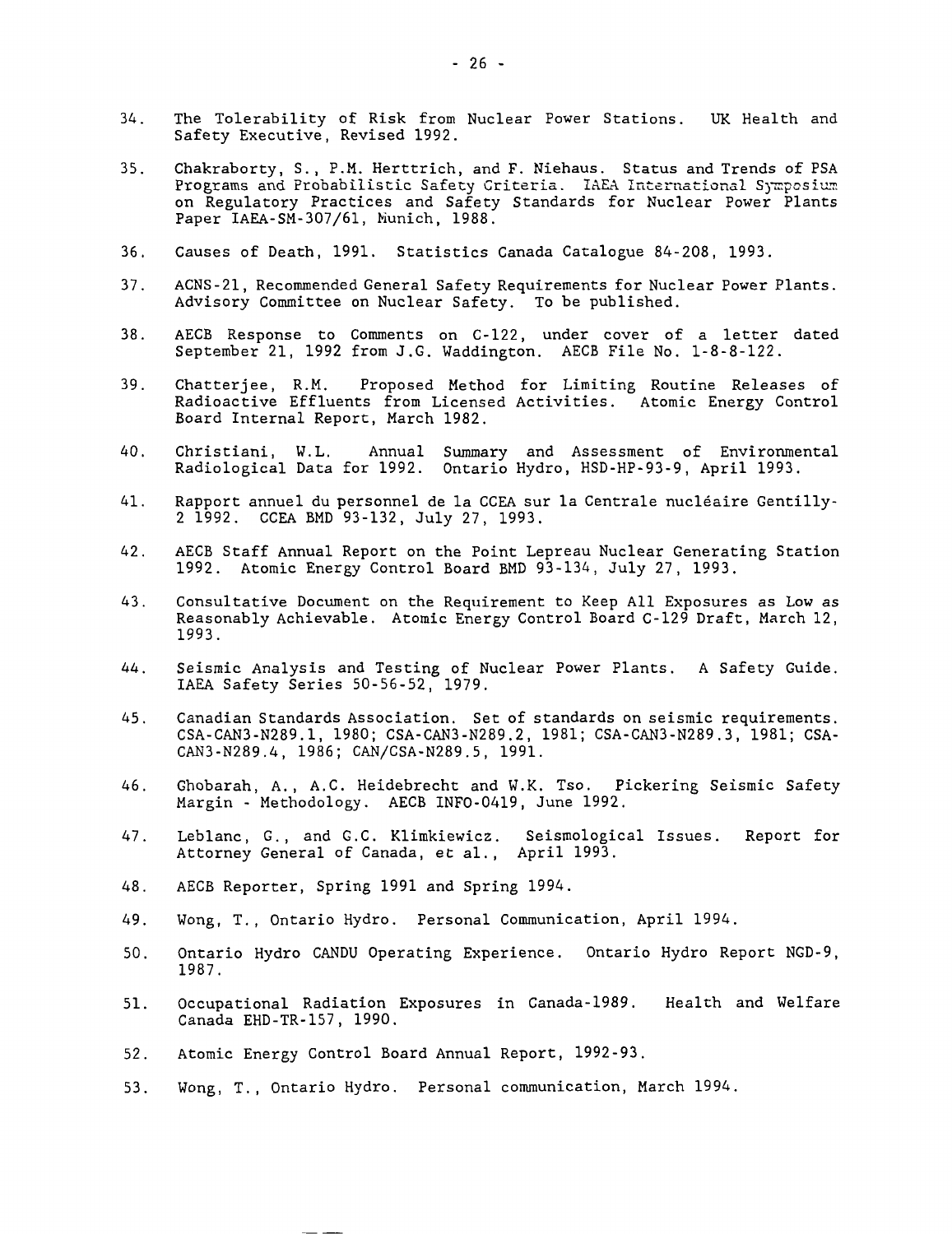34. The Tolerability of Risk from Nuclear Power Stations. UK Health and Safety Executive, Revised 1992.

35. Chakraborty, S., P.M. Herttrich, and F. Niehaus. Status and Trends of PSA Programs and Probabilistic Safety Criteria. IAEA International Symposium on Regulatory Practices and Safety Standards for Nuclear Power Plants Paper IAEA-SM-307/61, Munich, 1988.

36. Causes of Death, 1991. Statistics Canada Catalogue 84-208, 1993.

37. ACNS-21, Recommended General Safety Requirements for Nuclear Power Plants. Advisory Committee on Nuclear Safety. To be published.

38. AECB Response to Comments on C-122, under cover of a letter dated September 21, 1992 from J.G. Waddington. AECB File No. 1-8-8-122.

39. Chatterjee, R.M. Proposed Method for Limiting Routine Releases of Radioactive Effluents from Licensed Activities. Atomic Energy Control Board Internal Report, March 1982.

40. Christiani, W.L. Annual Summary and Assessment of Environmental Radiological Data for 1992. Ontario Hydro, HSD-HP-93-9, April 1993.

41. Rapport annuel du personnel de la CCEA sur la Centrale nucléaire Gentilly-2 1992. CCEA BMD 93-132, July 27, 1993.

42. AECB Staff Annual Report on the Point Lepreau Nuclear Generating Station 1992. Atomic Energy Control Board BMD 93-134, July 27, 1993.

43. Consultative Document on the Requirement to Keep All Exposures as Low as Reasonably Achievable. Atomic Energy Control Board C-129 Draft, March 12, 1993.

44. Seismic Analysis and Testing of Nuclear Power Plants. A Safety Guide. IAEA Safety Series 50-56-52, 1979.

45. Canadian Standards Association. Set of standards on seismic requirements. CSA-CAN3-N289.1, 1980; CSA-CAN3-N289.2, 1981; CSA-CAN3-N289.3, 1981; CSA-CAN3-N289.4, 1986; CAN/CSA-N289.5, 1991.

46. Ghobarah, A., A.C. Heidebrecht and W.K. Tso. Pickering Seismic Safety Margin - Methodology. AECB INFO-0419, June 1992.

47. Leblanc, G., and G.C. Klimkiewicz. Seismological Issues. Report for Attorney General of Canada, et al., April 1993.

48. AECB Reporter, Spring 1991 and Spring 1994.

49. Wong, T., Ontario Hydro. Personal Communication, April 1994.

50. Ontario Hydro CANDU Operating Experience. Ontario Hydro Report NGD-9, 1987.

51. Occupational Radiation Exposures in Canada-1989. Health and Welfare Canada EHD-TR-157, 1990.

52. Atomic Energy Control Board Annual Report, 1992-93.

53. Wong, T., Ontario Hydro. Personal communication, March 1994.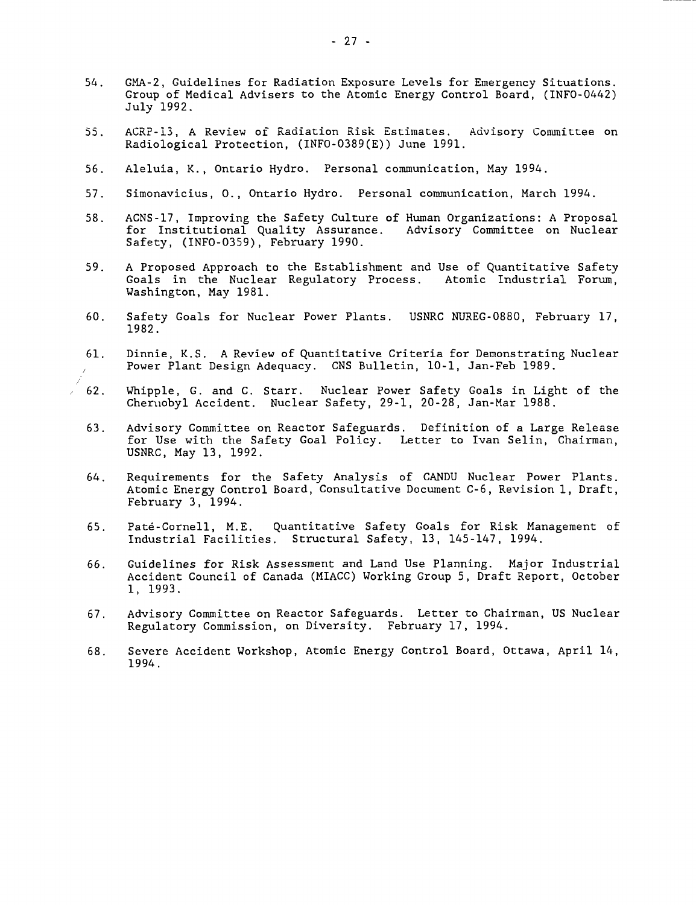54. GMA-2, Guidelines for Radiation Exposure Levels for Emergency Situations. Group of Medical Advisers to the Atomic Energy Control Board, (INFO-0442) July 1992.

55. ACRP-13, A Review of Radiation Risk Estimates. Advisory Committee on Radiological Protection, (INFO-0389(E)) June 1991.

56. Aleluia, K., Ontario Hydro. Personal communication, May 1994.

57. Simonavicius, O., Ontario Hydro. Personal communication, March 1994.

58. ACNS-17, Improving the Safety Culture of Human Organizations: A Proposal for Institutional Quality Assurance. Advisory Committee on Nuclear Safety, (INFO-0359), February 1990.

59. A Proposed Approach to the Establishment and Use of Quantitative Safety Goals in the Nuclear Regulatory Process. Atomic Industrial Forum, Washington, May 1981.

60. Safety Goals for Nuclear Power Plants. USNRC NUREG-0880, February 17, 1982.

61. Dinnie, K.S. A Review of Quantitative Criteria for Demonstrating Nuclear Power Plant Design Adequacy. CNS Bulletin, 10-1, Jan-Feb 1989.

62. Whipple, G. and C. Starr. Nuclear Power Safety Goals in Light of the Chernobyl Accident. Nuclear Safety, 29-1, 20-28, Jan-Mar 1988.

63. Advisory Committee on Reactor Safeguards. Definition of a Large Release for Use with the Safety Goal Policy. Letter to Ivan Selin, Chairman, USNRC, May 13, 1992.

64. Requirements for the Safety Analysis of CANDU Nuclear Power Plants. Atomic Energy Control Board, Consultative Document C-6, Revision 1, Draft, February 3, 1994.

65. Paté-Cornell, M.E. Quantitative Safety Goals for Risk Management of Industrial Facilities. Structural Safety, 13, 145-147, 1994.

66. Guidelines for Risk Assessment and Land Use Planning. Major Industrial Accident Council of Canada (MIACC) Working Group 5, Draft Report, October 1, 1993.

67. Advisory Committee on Reactor Safeguards. Letter to Chairman, US Nuclear Regulatory Commission, on Diversity. February 17, 1994.

68. Severe Accident Workshop, Atomic Energy Control Board, Ottawa, April 14, 1994.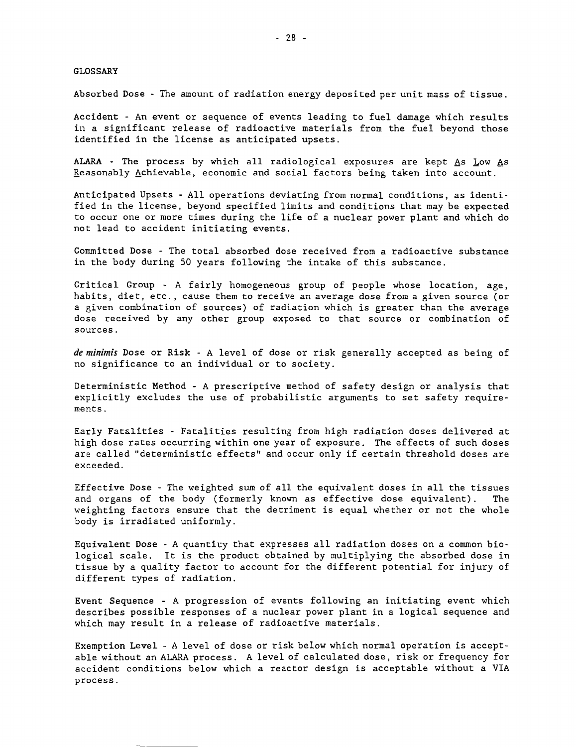# GLOSSARY

**Absorbed Dose** - The amount of radiation energy deposited per unit mass of tissue.

**Accident** - An event or sequence of events leading to fuel damage which results in a significant release of radioactive materials from the fuel beyond those identified in the license as anticipated upsets.

**ALARA** - The process by which all radiological exposures are kept As Low As Reasonably Achievable, economic and social factors being taken into account.

**Anticipated Upsets** - All operations deviating from normal conditions, as identified in the license, beyond specified limits and conditions that may be expected to occur one or more times during the life of a nuclear power plant and which do not lead to accident initiating events.

**Committed Dose** - The total absorbed dose received from a radioactive substance in the body during 50 years following the intake of this substance.

**Critical Group** - A fairly homogeneous group of people whose location, age, habits, diet, etc., cause them to receive an average dose from a given source (or a given combination of sources) of radiation which is greater than the average dose received by any other group exposed to that source or combination of sources.

***de minimis* Dose or Risk** - A level of dose or risk generally accepted as being of no significance to an individual or to society.

**Deterministic Method** - A prescriptive method of safety design or analysis that explicitly excludes the use of probabilistic arguments to set safety requirements.

**Early Fatalities** - Fatalities resulting from high radiation doses delivered at high dose rates occurring within one year of exposure. The effects of such doses are called "deterministic effects" and occur only if certain threshold doses are exceeded.

**Effective Dose** - The weighted sum of all the equivalent doses in all the tissues and organs of the body (formerly known as effective dose equivalent). The weighting factors ensure that the detriment is equal whether or not the whole body is irradiated uniformly.

**Equivalent Dose** - A quantity that expresses all radiation doses on a common biological scale. It is the product obtained by multiplying the absorbed dose in tissue by a quality factor to account for the different potential for injury of different types of radiation.

**Event Sequence** - A progression of events following an initiating event which describes possible responses of a nuclear power plant in a logical sequence and which may result in a release of radioactive materials.

**Exemption Level** - A level of dose or risk below which normal operation is acceptable without an ALARA process. A level of calculated dose, risk or frequency for accident conditions below which a reactor design is acceptable without a VIA process.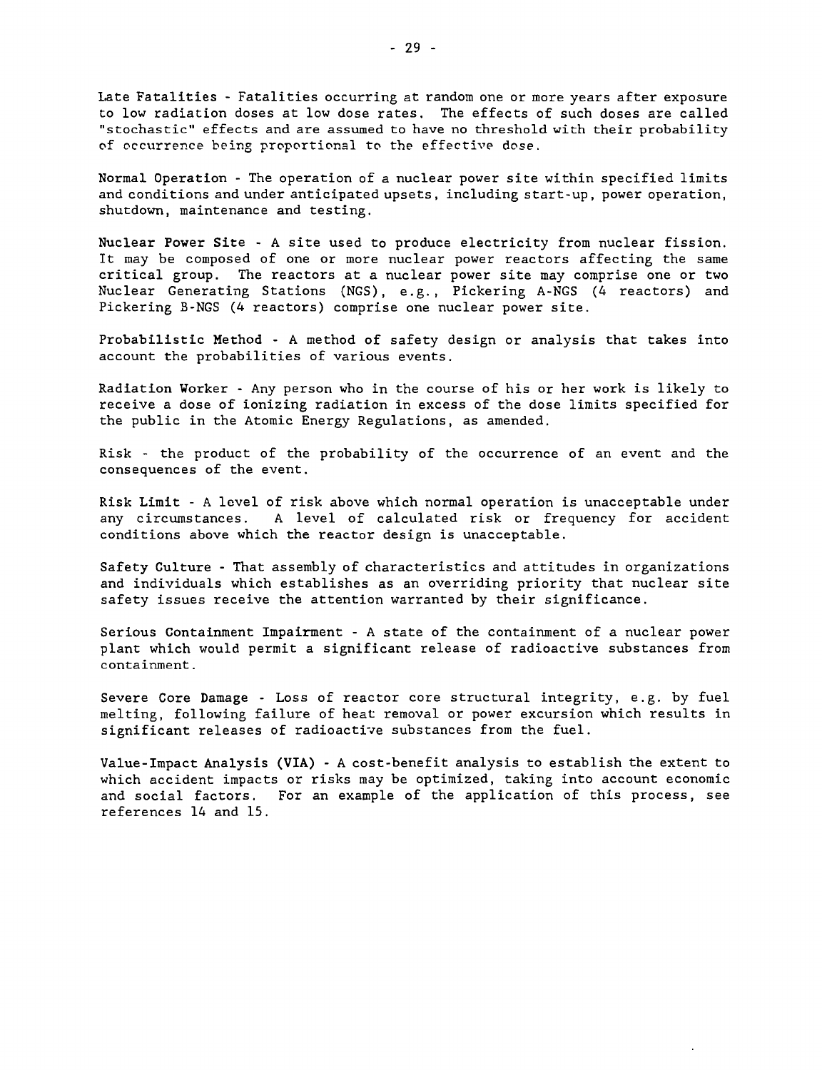**Late Fatalities** - Fatalities occurring at random one or more years after exposure to low radiation doses at low dose rates. The effects of such doses are called "stochastic" effects and are assumed to have no threshold with their probability of occurrence being proportional to the effective dose.

**Normal Operation** - The operation of a nuclear power site within specified limits and conditions and under anticipated upsets, including start-up, power operation, shutdown, maintenance and testing.

**Nuclear Power Site** - A site used to produce electricity from nuclear fission. It may be composed of one or more nuclear power reactors affecting the same critical group. The reactors at a nuclear power site may comprise one or two Nuclear Generating Stations (NGS), e.g., Pickering A-NGS (4 reactors) and Pickering B-NGS (4 reactors) comprise one nuclear power site.

**Probabilistic Method** - A method of safety design or analysis that takes into account the probabilities of various events.

**Radiation Worker** - Any person who in the course of his or her work is likely to receive a dose of ionizing radiation in excess of the dose limits specified for the public in the Atomic Energy Regulations, as amended.

**Risk** - the product of the probability of the occurrence of an event and the consequences of the event.

**Risk Limit** - A level of risk above which normal operation is unacceptable under any circumstances. A level of calculated risk or frequency for accident conditions above which the reactor design is unacceptable.

**Safety Culture** - That assembly of characteristics and attitudes in organizations and individuals which establishes as an overriding priority that nuclear site safety issues receive the attention warranted by their significance.

**Serious Containment Impairment** - A state of the containment of a nuclear power plant which would permit a significant release of radioactive substances from containment.

**Severe Core Damage** - Loss of reactor core structural integrity, e.g. by fuel melting, following failure of heat removal or power excursion which results in significant releases of radioactive substances from the fuel.

**Value-Impact Analysis (VIA)** - A cost-benefit analysis to establish the extent to which accident impacts or risks may be optimized, taking into account economic and social factors. For an example of the application of this process, see references 14 and 15.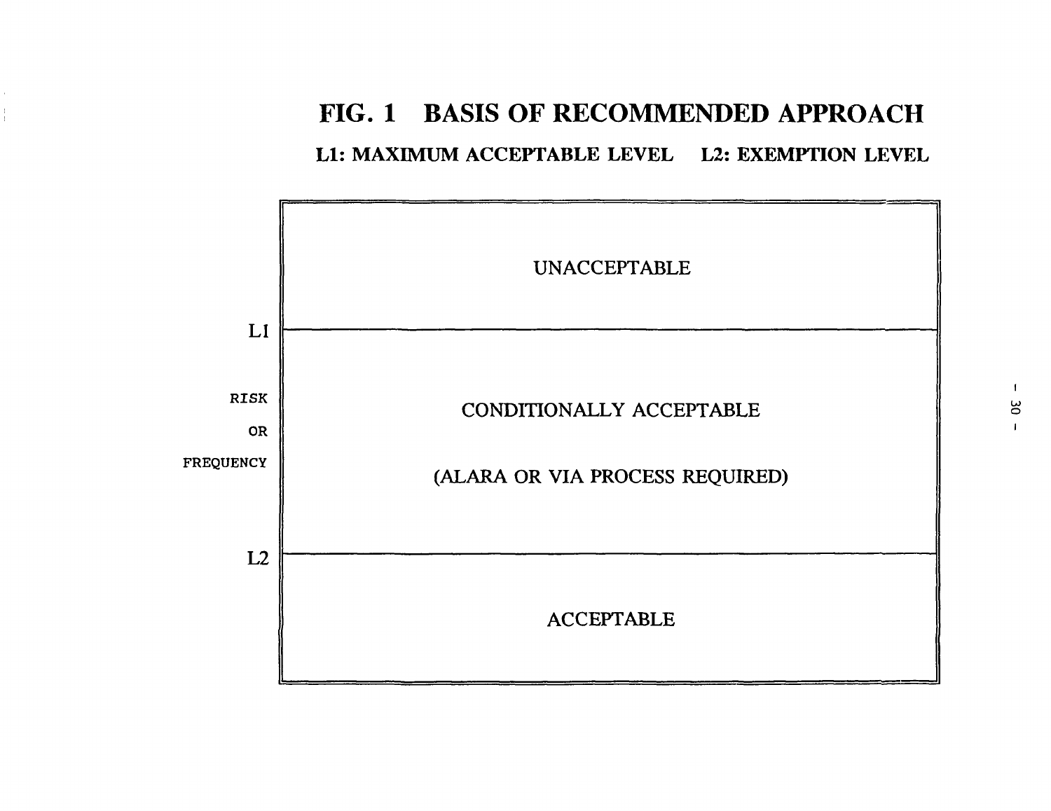# FIG. 1 BASIS OF RECOMMENDED APPROACH

**L1: MAXIMUM ACCEPTABLE LEVEL  L2: EXEMPTION LEVEL**

| RISK OR FREQUENCY | |
|---|---|
| | UNACCEPTABLE |
| L1 | |
| | CONDITIONALLY ACCEPTABLE (ALARA OR VIA PROCESS REQUIRED) |
| L2 | |
| | ACCEPTABLE |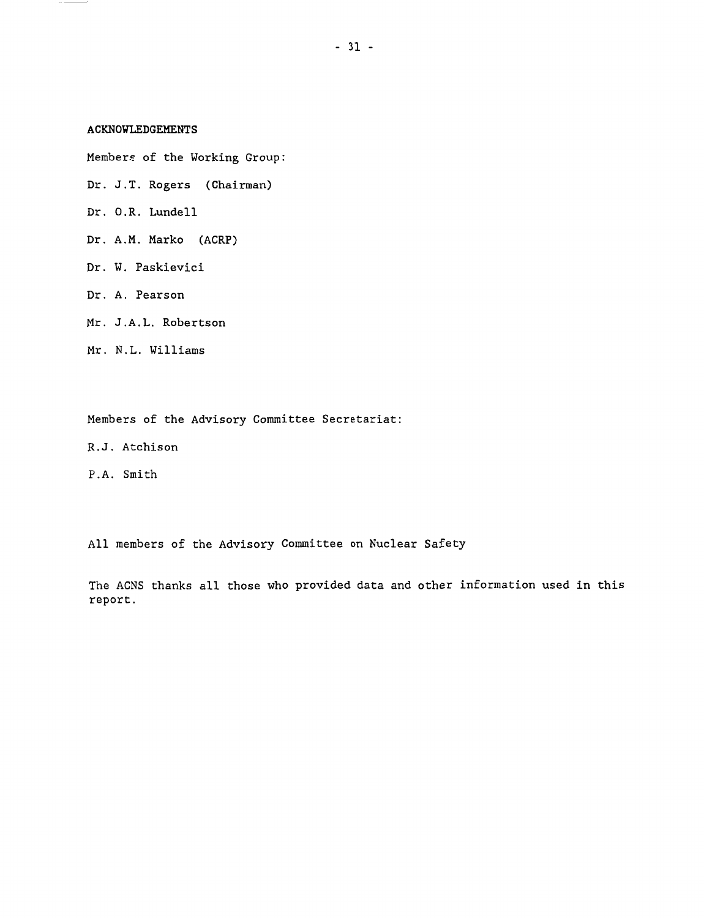## ACKNOWLEDGEMENTS

Members of the Working Group:

Dr. J.T. Rogers (Chairman)

Dr. O.R. Lundell

Dr. A.M. Marko (ACRP)

Dr. W. Paskievici

Dr. A. Pearson

Mr. J.A.L. Robertson

Mr. N.L. Williams

Members of the Advisory Committee Secretariat:

R.J. Atchison

P.A. Smith

All members of the Advisory Committee on Nuclear Safety

The ACNS thanks all those who provided data and other information used in this report.